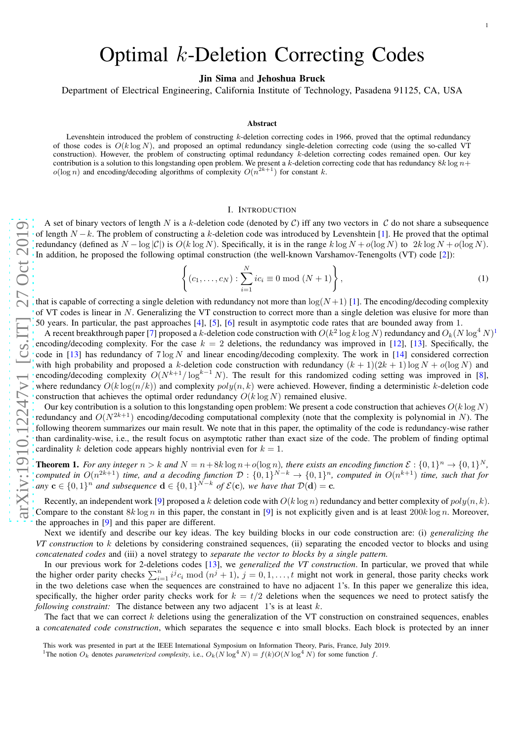# Optimal $k$-Deletion Correcting Codes

**Jin Sima** and **Jehoshua Bruck**

Department of Electrical Engineering, California Institute of Technology, Pasadena 91125, CA, USA

### Abstract

Levenshtein introduced the problem of constructing $k$-deletion correcting codes in 1966, proved that the optimal redundancy of those codes is $O(k \log N)$, and proposed an optimal redundancy single-deletion correcting code (using the so-called VT construction). However, the problem of constructing optimal redundancy $k$-deletion correcting codes remained open. Our key contribution is a solution to this longstanding open problem. We present a $k$-deletion correcting code that has redundancy $8k \log n + o(\log n)$ and encoding/decoding algorithms of complexity $O(n^{2k+1})$ for constant $k$.

## I. Introduction

A set of binary vectors of length $N$ is a $k$-deletion code (denoted by $\mathcal{C}$) iff any two vectors in $\mathcal{C}$ do not share a subsequence of length $N-k$. The problem of constructing a $k$-deletion code was introduced by Levenshtein [1]. He proved that the optimal redundancy (defined as $N - \log|\mathcal{C}|$) is $O(k \log N)$. Specifically, it is in the range $k \log N + o(\log N)$ to $2k \log N + o(\log N)$. In addition, he proposed the following optimal construction (the well-known Varshamov-Tenengolts (VT) code [2]):

$$\left\{ (c_1, \ldots, c_N) : \sum_{i=1}^{N} i c_i \equiv 0 \bmod (N+1) \right\}, \tag{1}$$

that is capable of correcting a single deletion with redundancy not more than $\log(N+1)$ [1]. The encoding/decoding complexity of VT codes is linear in $N$. Generalizing the VT construction to correct more than a single deletion was elusive for more than 50 years. In particular, the past approaches [4], [5], [6] result in asymptotic code rates that are bounded away from 1.

A recent breakthrough paper [7] proposed a $k$-deletion code construction with $O(k^2 \log k \log N)$ redundancy and $O_k(N \log^4 N)$[1] encoding/decoding complexity. For the case $k = 2$ deletions, the redundancy was improved in [12], [13]. Specifically, the code in [13] has redundancy of $7 \log N$ and linear encoding/decoding complexity. The work in [14] considered correction with high probability and proposed a $k$-deletion code construction with redundancy $(k+1)(2k+1)\log N + o(\log N)$ and encoding/decoding complexity $O(N^{k+1}/\log^{k-1} N)$. The result for this randomized coding setting was improved in [8], where redundancy $O(k \log(n/k))$ and complexity $poly(n, k)$ were achieved. However, finding a deterministic $k$-deletion code construction that achieves the optimal order redundancy $O(k \log N)$ remained elusive.

Our key contribution is a solution to this longstanding open problem: We present a code construction that achieves $O(k \log N)$ redundancy and $O(N^{2k+1})$ encoding/decoding computational complexity (note that the complexity is polynomial in $N$). The following theorem summarizes our main result. We note that in this paper, the optimality of the code is redundancy-wise rather than cardinality-wise, i.e., the result focus on asymptotic rather than exact size of the code. The problem of finding optimal cardinality $k$ deletion code appears highly nontrivial even for $k = 1$.

**Theorem 1.** *For any integer $n > k$ and $N = n + 8k \log n + o(\log n)$, there exists an encoding function $\mathcal{E} : \{0,1\}^n \rightarrow \{0,1\}^N$, computed in $O(n^{2k+1})$ time, and a decoding function $\mathcal{D} : \{0,1\}^{N-k} \rightarrow \{0,1\}^n$, computed in $O(n^{k+1})$ time, such that for any $\mathbf{c} \in \{0,1\}^n$ and subsequence $\mathbf{d} \in \{0,1\}^{N-k}$ of $\mathcal{E}(\mathbf{c})$, we have that $\mathcal{D}(\mathbf{d}) = \mathbf{c}$.*

Recently, an independent work [9] proposed a $k$ deletion code with $O(k \log n)$ redundancy and better complexity of $poly(n, k)$. Compare to the constant $8k \log n$ in this paper, the constant in [9] is not explicitly given and is at least $200k \log n$. Moreover, the approaches in [9] and this paper are different.

Next we identify and describe our key ideas. The key building blocks in our code construction are: (i) *generalizing the VT construction* to $k$ deletions by considering constrained sequences, (ii) separating the encoded vector to blocks and using *concatenated codes* and (iii) a novel strategy to *separate the vector to blocks by a single pattern*.

In our previous work for 2-deletions codes [13], we *generalized the VT construction*. In particular, we proved that while the higher order parity checks $\sum_{i=1}^{n} i^j c_i \bmod (n^j + 1)$, $j = 0, 1, \ldots, t$ might not work in general, those parity checks work in the two deletions case when the sequences are constrained to have no adjacent 1's. In this paper we generalize this idea, specifically, the higher order parity checks work for $k = t/2$ deletions when the sequences we need to protect satisfy the *following constraint:* The distance between any two adjacent 1's is at least $k$.

The fact that we can correct $k$ deletions using the generalization of the VT construction on constrained sequences, enables a *concatenated code construction*, which separates the sequence $\mathbf{c}$ into small blocks. Each block is protected by an inner

This work was presented in part at the IEEE International Symposium on Information Theory, Paris, France, July 2019.

[1] The notion $O_k$ denotes *parameterized complexity*, i.e., $O_k(N \log^4 N) = f(k)O(N \log^4 N)$ for some function $f$.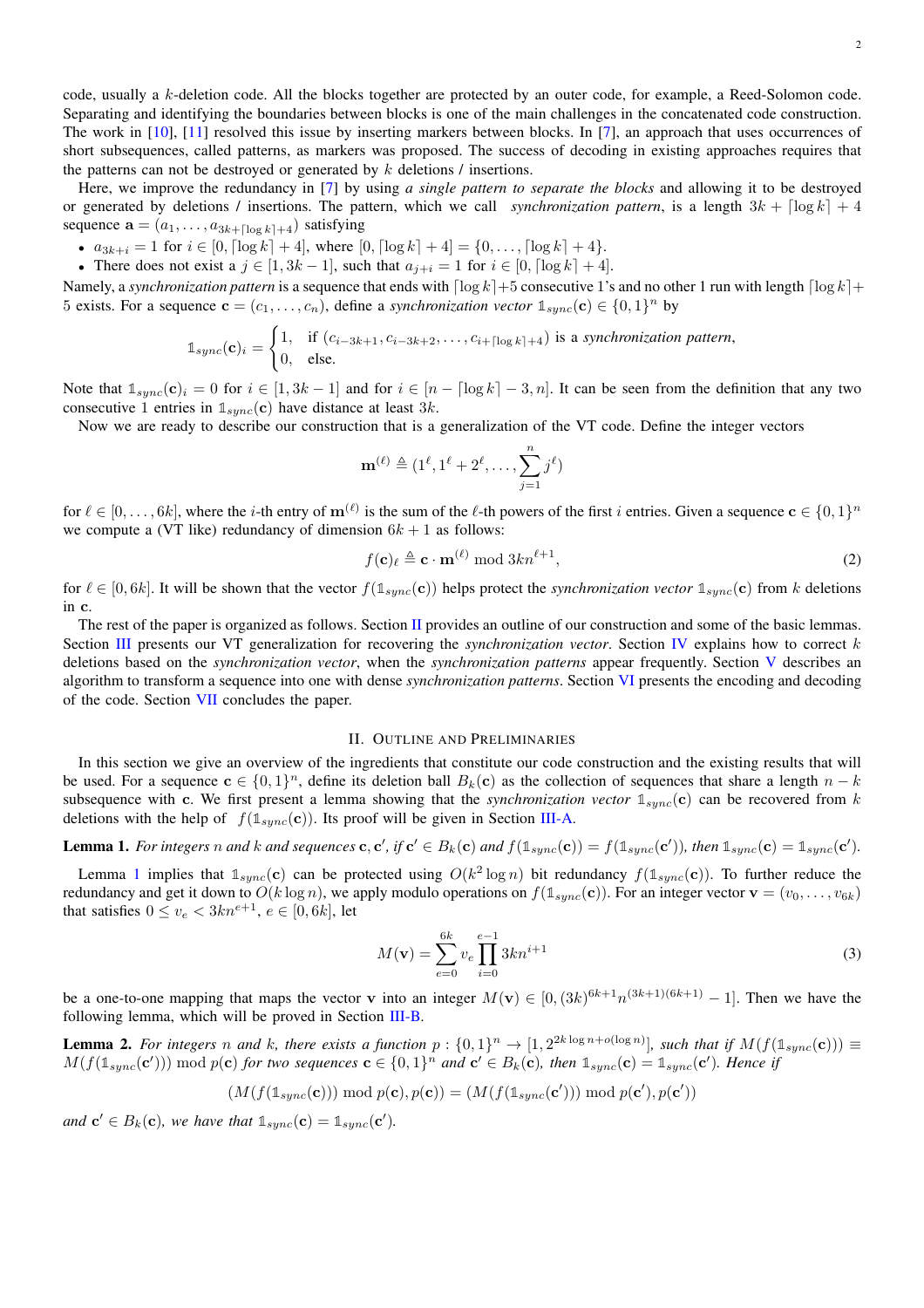code, usually a $k$-deletion code. All the blocks together are protected by an outer code, for example, a Reed-Solomon code. Separating and identifying the boundaries between blocks is one of the main challenges in the concatenated code construction. The work in [10], [11] resolved this issue by inserting markers between blocks. In [7], an approach that uses occurrences of short subsequences, called patterns, as markers was proposed. The success of decoding in existing approaches requires that the patterns can not be destroyed or generated by $k$ deletions / insertions.

Here, we improve the redundancy in [7] by using *a single pattern to separate the blocks* and allowing it to be destroyed or generated by deletions / insertions. The pattern, which we call *synchronization pattern*, is a length $3k + \lceil \log k \rceil + 4$ sequence $\mathbf{a} = (a_1, \ldots, a_{3k+\lceil \log k \rceil + 4})$ satisfying

- $a_{3k+i} = 1$ for $i \in [0, \lceil \log k \rceil + 4]$, where $[0, \lceil \log k \rceil + 4] = \{0, \ldots, \lceil \log k \rceil + 4\}$.
- There does not exist a $j \in [1, 3k-1]$, such that $a_{j+i} = 1$ for $i \in [0, \lceil \log k \rceil + 4]$.

Namely, a *synchronization pattern* is a sequence that ends with $\lceil \log k \rceil + 5$ consecutive 1's and no other 1 run with length $\lceil \log k \rceil + 5$ exists. For a sequence $\mathbf{c} = (c_1, \ldots, c_n)$, define a *synchronization vector* $\mathbb{1}_{sync}(\mathbf{c}) \in \{0,1\}^n$ by

$$
\mathbb{1}_{sync}(\mathbf{c})_i = \begin{cases} 1, & \text{if } (c_{i-3k+1}, c_{i-3k+2}, \ldots, c_{i+\lceil \log k \rceil + 4}) \text{ is a } \textit{synchronization pattern}, \\ 0, & \text{else.} \end{cases}
$$

Note that $\mathbb{1}_{sync}(\mathbf{c})_i = 0$ for $i \in [1, 3k-1]$ and for $i \in [n - \lceil \log k \rceil - 3, n]$. It can be seen from the definition that any two consecutive 1 entries in $\mathbb{1}_{sync}(\mathbf{c})$ have distance at least $3k$.

Now we are ready to describe our construction that is a generalization of the VT code. Define the integer vectors

$$
\mathbf{m}^{(\ell)} \triangleq (1^\ell, 1^\ell + 2^\ell, \ldots, \sum_{j=1}^{n} j^\ell)
$$

for $\ell \in [0, \ldots, 6k]$, where the $i$-th entry of $\mathbf{m}^{(\ell)}$ is the sum of the $\ell$-th powers of the first $i$ entries. Given a sequence $\mathbf{c} \in \{0,1\}^n$ we compute a (VT like) redundancy of dimension $6k+1$ as follows:

$$
f(\mathbf{c})_\ell \triangleq \mathbf{c} \cdot \mathbf{m}^{(\ell)} \bmod 3kn^{\ell+1}, \tag{2}
$$

for $\ell \in [0, 6k]$. It will be shown that the vector $f(\mathbb{1}_{sync}(\mathbf{c}))$ helps protect the *synchronization vector* $\mathbb{1}_{sync}(\mathbf{c})$ from $k$ deletions in $\mathbf{c}$.

The rest of the paper is organized as follows. Section II provides an outline of our construction and some of the basic lemmas. Section III presents our VT generalization for recovering the *synchronization vector*. Section IV explains how to correct $k$ deletions based on the *synchronization vector*, when the *synchronization patterns* appear frequently. Section V describes an algorithm to transform a sequence into one with dense *synchronization patterns*. Section VI presents the encoding and decoding of the code. Section VII concludes the paper.

## II. Outline and Preliminaries

In this section we give an overview of the ingredients that constitute our code construction and the existing results that will be used. For a sequence $\mathbf{c} \in \{0,1\}^n$, define its deletion ball $B_k(\mathbf{c})$ as the collection of sequences that share a length $n-k$ subsequence with $\mathbf{c}$. We first present a lemma showing that the *synchronization vector* $\mathbb{1}_{sync}(\mathbf{c})$ can be recovered from $k$ deletions with the help of $f(\mathbb{1}_{sync}(\mathbf{c}))$. Its proof will be given in Section III-A.

**Lemma 1.** *For integers $n$ and $k$ and sequences $\mathbf{c}, \mathbf{c}'$, if $\mathbf{c}' \in B_k(\mathbf{c})$ and $f(\mathbb{1}_{sync}(\mathbf{c})) = f(\mathbb{1}_{sync}(\mathbf{c}'))$, then $\mathbb{1}_{sync}(\mathbf{c}) = \mathbb{1}_{sync}(\mathbf{c}')$.*

Lemma 1 implies that $\mathbb{1}_{sync}(\mathbf{c})$ can be protected using $O(k^2 \log n)$ bit redundancy $f(\mathbb{1}_{sync}(\mathbf{c}))$. To further reduce the redundancy and get it down to $O(k \log n)$, we apply modulo operations on $f(\mathbb{1}_{sync}(\mathbf{c}))$. For an integer vector $\mathbf{v} = (v_0, \ldots, v_{6k})$ that satisfies $0 \le v_e < 3kn^{e+1}$, $e \in [0, 6k]$, let

$$
M(\mathbf{v}) = \sum_{e=0}^{6k} v_e \prod_{i=0}^{e-1} 3kn^{i+1} \tag{3}
$$

be a one-to-one mapping that maps the vector $\mathbf{v}$ into an integer $M(\mathbf{v}) \in [0, (3k)^{6k+1} n^{(3k+1)(6k+1)} - 1]$. Then we have the following lemma, which will be proved in Section III-B.

**Lemma 2.** *For integers $n$ and $k$, there exists a function $p : \{0,1\}^n \to [1, 2^{2k \log n + o(\log n)}]$, such that if $M(f(\mathbb{1}_{sync}(\mathbf{c}))) \equiv M(f(\mathbb{1}_{sync}(\mathbf{c}'))) \bmod p(\mathbf{c})$ for two sequences $\mathbf{c} \in \{0,1\}^n$ and $\mathbf{c}' \in B_k(\mathbf{c})$, then $\mathbb{1}_{sync}(\mathbf{c}) = \mathbb{1}_{sync}(\mathbf{c}')$. Hence if*

$$
(M(f(\mathbb{1}_{sync}(\mathbf{c}))) \bmod p(\mathbf{c}), p(\mathbf{c})) = (M(f(\mathbb{1}_{sync}(\mathbf{c}'))) \bmod p(\mathbf{c}'), p(\mathbf{c}'))
$$

*and $\mathbf{c}' \in B_k(\mathbf{c})$, we have that $\mathbb{1}_{sync}(\mathbf{c}) = \mathbb{1}_{sync}(\mathbf{c}')$.*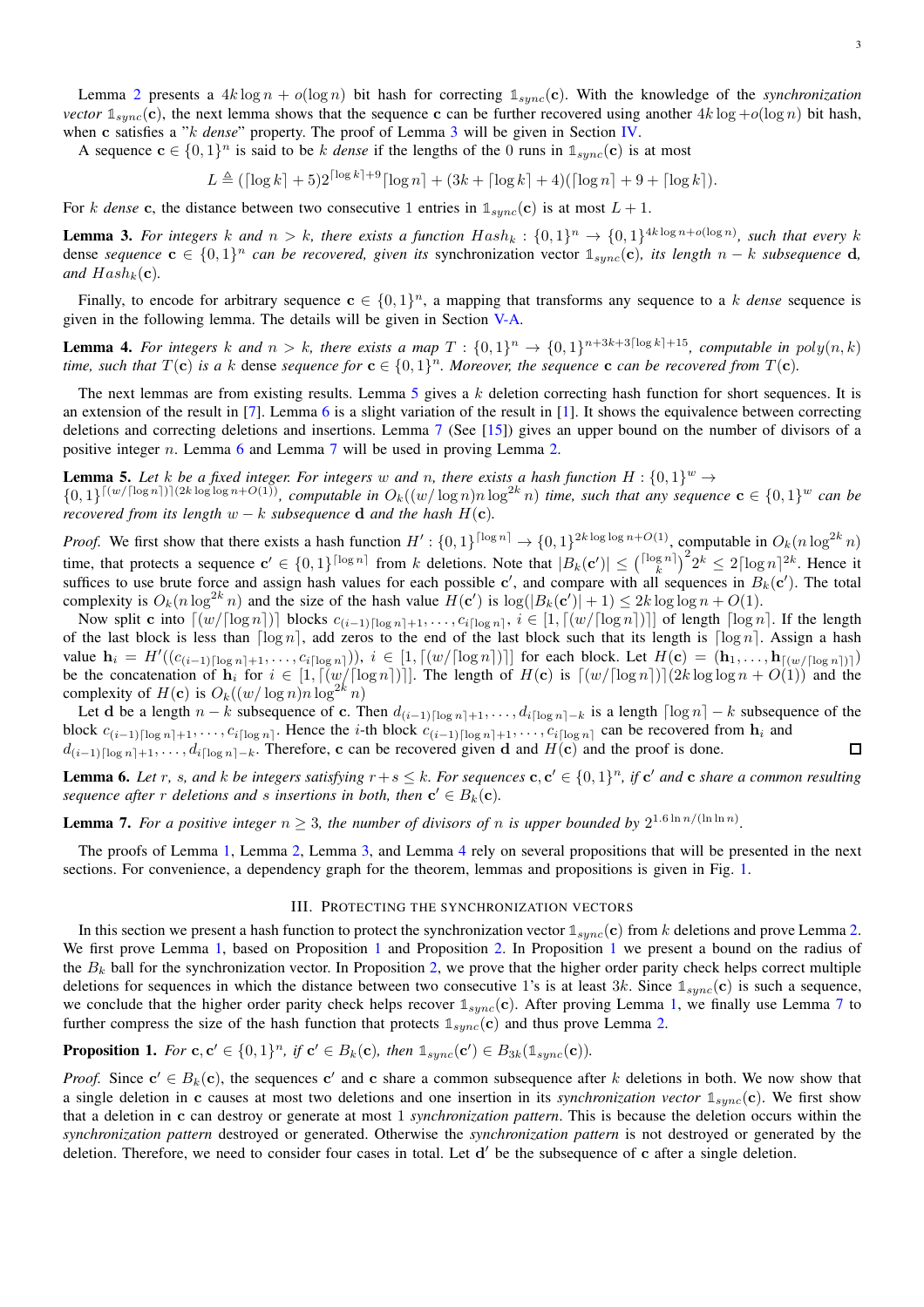Lemma 2 presents a $4k\log n + o(\log n)$ bit hash for correcting $\mathbb{1}_{sync}(\mathbf{c})$. With the knowledge of the *synchronization vector* $\mathbb{1}_{sync}(\mathbf{c})$, the next lemma shows that the sequence $\mathbf{c}$ can be further recovered using another $4k\log + o(\log n)$ bit hash, when $\mathbf{c}$ satisfies a "$k$ *dense*" property. The proof of Lemma 3 will be given in Section IV.

A sequence $\mathbf{c} \in \{0,1\}^n$ is said to be $k$ *dense* if the lengths of the 0 runs in $\mathbb{1}_{sync}(\mathbf{c})$ is at most

$$L \triangleq (\lceil \log k \rceil + 5)2^{\lceil \log k \rceil + 9}\lceil \log n \rceil + (3k + \lceil \log k \rceil + 4)(\lceil \log n \rceil + 9 + \lceil \log k \rceil).$$

For $k$ *dense* $\mathbf{c}$, the distance between two consecutive 1 entries in $\mathbb{1}_{sync}(\mathbf{c})$ is at most $L+1$.

**Lemma 3.** *For integers $k$ and $n > k$, there exists a function $Hash_k : \{0,1\}^n \to \{0,1\}^{4k\log n + o(\log n)}$, such that every $k$* dense *sequence $\mathbf{c} \in \{0,1\}^n$ can be recovered, given its* synchronization vector *$\mathbb{1}_{sync}(\mathbf{c})$, its length $n-k$ subsequence $\mathbf{d}$, and $Hash_k(\mathbf{c})$.*

Finally, to encode for arbitrary sequence $\mathbf{c} \in \{0,1\}^n$, a mapping that transforms any sequence to a $k$ *dense* sequence is given in the following lemma. The details will be given in Section V-A.

**Lemma 4.** *For integers $k$ and $n > k$, there exists a map $T : \{0,1\}^n \to \{0,1\}^{n+3k+3\lceil \log k \rceil + 15}$, computable in $poly(n,k)$ time, such that $T(\mathbf{c})$ is a $k$* dense *sequence for $\mathbf{c} \in \{0,1\}^n$. Moreover, the sequence $\mathbf{c}$ can be recovered from $T(\mathbf{c})$.*

The next lemmas are from existing results. Lemma 5 gives a $k$ deletion correcting hash function for short sequences. It is an extension of the result in [7]. Lemma 6 is a slight variation of the result in [1]. It shows the equivalence between correcting deletions and correcting deletions and insertions. Lemma 7 (See [15]) gives an upper bound on the number of divisors of a positive integer $n$. Lemma 6 and Lemma 7 will be used in proving Lemma 2.

**Lemma 5.** *Let $k$ be a fixed integer. For integers $w$ and $n$, there exists a hash function $H : \{0,1\}^w \to \{0,1\}^{\lceil (w/\lceil \log n \rceil) \rceil (2k\log\log n + O(1))}$, computable in $O_k((w/\log n)n\log^{2k} n)$ time, such that any sequence $\mathbf{c} \in \{0,1\}^w$ can be recovered from its length $w-k$ subsequence $\mathbf{d}$ and the hash $H(\mathbf{c})$.*

*Proof.* We first show that there exists a hash function $H' : \{0,1\}^{\lceil \log n \rceil} \to \{0,1\}^{2k\log\log n + O(1)}$, computable in $O_k(n\log^{2k} n)$ time, that protects a sequence $\mathbf{c}' \in \{0,1\}^{\lceil \log n \rceil}$ from $k$ deletions. Note that $|B_k(\mathbf{c}')| \leq \binom{\lceil \log n \rceil}{k}^2 2^k \leq 2\lceil \log n \rceil^{2k}$. Hence it suffices to use brute force and assign hash values for each possible $\mathbf{c}'$, and compare with all sequences in $B_k(\mathbf{c}')$. The total complexity is $O_k(n\log^{2k} n)$ and the size of the hash value $H(\mathbf{c}')$ is $\log(|B_k(\mathbf{c}')| + 1) \leq 2k\log\log n + O(1)$.

Now split $\mathbf{c}$ into $\lceil (w/\lceil \log n \rceil) \rceil$ blocks $c_{(i-1)\lceil \log n \rceil + 1}, \ldots, c_{i\lceil \log n \rceil}$, $i \in [1, \lceil (w/\lceil \log n \rceil) \rceil]$ of length $\lceil \log n \rceil$. If the length of the last block is less than $\lceil \log n \rceil$, add zeros to the end of the last block such that its length is $\lceil \log n \rceil$. Assign a hash value $\mathbf{h}_i = H'((c_{(i-1)\lceil \log n \rceil + 1}, \ldots, c_{i\lceil \log n \rceil}))$, $i \in [1, \lceil (w/\lceil \log n \rceil) \rceil]$ for each block. Let $H(\mathbf{c}) = (\mathbf{h}_1, \ldots, \mathbf{h}_{\lceil (w/\lceil \log n \rceil) \rceil})$ be the concatenation of $\mathbf{h}_i$ for $i \in [1, \lceil (w/\lceil \log n \rceil) \rceil]$. The length of $H(\mathbf{c})$ is $\lceil (w/\lceil \log n \rceil) \rceil (2k\log\log n + O(1))$ and the complexity of $H(\mathbf{c})$ is $O_k((w/\log n)n\log^{2k} n)$

Let $\mathbf{d}$ be a length $n-k$ subsequence of $\mathbf{c}$. Then $d_{(i-1)\lceil \log n \rceil + 1}, \ldots, d_{i\lceil \log n \rceil - k}$ is a length $\lceil \log n \rceil - k$ subsequence of the block $c_{(i-1)\lceil \log n \rceil + 1}, \ldots, c_{i\lceil \log n \rceil}$. Hence the $i$-th block $c_{(i-1)\lceil \log n \rceil + 1}, \ldots, c_{i\lceil \log n \rceil}$ can be recovered from $\mathbf{h}_i$ and $d_{(i-1)\lceil \log n \rceil + 1}, \ldots, d_{i\lceil \log n \rceil - k}$. Therefore, $\mathbf{c}$ can be recovered given $\mathbf{d}$ and $H(\mathbf{c})$ and the proof is done. ∎

**Lemma 6.** *Let $r$, $s$, and $k$ be integers satisfying $r+s \leq k$. For sequences $\mathbf{c}, \mathbf{c}' \in \{0,1\}^n$, if $\mathbf{c}'$ and $\mathbf{c}$ share a common resulting sequence after $r$ deletions and $s$ insertions in both, then $\mathbf{c}' \in B_k(\mathbf{c})$.*

**Lemma 7.** *For a positive integer $n \geq 3$, the number of divisors of $n$ is upper bounded by $2^{1.6\ln n/(\ln\ln n)}$.*

The proofs of Lemma 1, Lemma 2, Lemma 3, and Lemma 4 rely on several propositions that will be presented in the next sections. For convenience, a dependency graph for the theorem, lemmas and propositions is given in Fig. 1.

## III. Protecting the Synchronization Vectors

In this section we present a hash function to protect the synchronization vector $\mathbb{1}_{sync}(\mathbf{c})$ from $k$ deletions and prove Lemma 2. We first prove Lemma 1, based on Proposition 1 and Proposition 2. In Proposition 1 we present a bound on the radius of the $B_k$ ball for the synchronization vector. In Proposition 2, we prove that the higher order parity check helps correct multiple deletions for sequences in which the distance between two consecutive 1's is at least $3k$. Since $\mathbb{1}_{sync}(\mathbf{c})$ is such a sequence, we conclude that the higher order parity check helps recover $\mathbb{1}_{sync}(\mathbf{c})$. After proving Lemma 1, we finally use Lemma 7 to further compress the size of the hash function that protects $\mathbb{1}_{sync}(\mathbf{c})$ and thus prove Lemma 2.

**Proposition 1.** *For $\mathbf{c}, \mathbf{c}' \in \{0,1\}^n$, if $\mathbf{c}' \in B_k(\mathbf{c})$, then $\mathbb{1}_{sync}(\mathbf{c}') \in B_{3k}(\mathbb{1}_{sync}(\mathbf{c}))$.*

*Proof.* Since $\mathbf{c}' \in B_k(\mathbf{c})$, the sequences $\mathbf{c}'$ and $\mathbf{c}$ share a common subsequence after $k$ deletions in both. We now show that a single deletion in $\mathbf{c}$ causes at most two deletions and one insertion in its *synchronization vector* $\mathbb{1}_{sync}(\mathbf{c})$. We first show that a deletion in $\mathbf{c}$ can destroy or generate at most 1 *synchronization pattern*. This is because the deletion occurs within the *synchronization pattern* destroyed or generated. Otherwise the *synchronization pattern* is not destroyed or generated by the deletion. Therefore, we need to consider four cases in total. Let $\mathbf{d}'$ be the subsequence of $\mathbf{c}$ after a single deletion.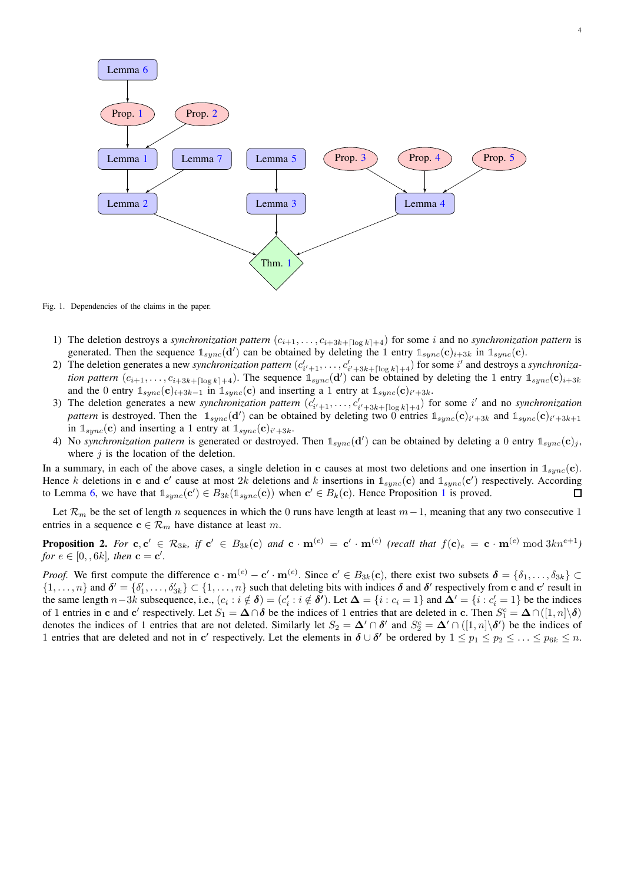Fig. 1. Dependencies of the claims in the paper.

1) The deletion destroys a *synchronization pattern* $(c_{i+1},\ldots,c_{i+3k+\lceil\log k\rceil+4})$ for some $i$ and no *synchronization pattern* is generated. Then the sequence $\mathbb{1}_{sync}(\mathbf{d}')$ can be obtained by deleting the 1 entry $\mathbb{1}_{sync}(\mathbf{c})_{i+3k}$ in $\mathbb{1}_{sync}(\mathbf{c})$.
2) The deletion generates a new *synchronization pattern* $(c'_{i'+1},\ldots,c'_{i'+3k+\lceil\log k\rceil+4})$ for some $i'$ and destroys a *synchronization pattern* $(c_{i+1},\ldots,c_{i+3k+\lceil\log k\rceil+4})$. The sequence $\mathbb{1}_{sync}(\mathbf{d}')$ can be obtained by deleting the 1 entry $\mathbb{1}_{sync}(\mathbf{c})_{i+3k}$ and the 0 entry $\mathbb{1}_{sync}(\mathbf{c})_{i+3k-1}$ in $\mathbb{1}_{sync}(\mathbf{c})$ and inserting a 1 entry at $\mathbb{1}_{sync}(\mathbf{c})_{i'+3k}$.
3) The deletion generates a new *synchronization pattern* $(c'_{i'+1},\ldots,c'_{i'+3k+\lceil\log k\rceil+4})$ for some $i'$ and no *synchronization pattern* is destroyed. Then the $\mathbb{1}_{sync}(\mathbf{d}')$ can be obtained by deleting two 0 entries $\mathbb{1}_{sync}(\mathbf{c})_{i'+3k}$ and $\mathbb{1}_{sync}(\mathbf{c})_{i'+3k+1}$ in $\mathbb{1}_{sync}(\mathbf{c})$ and inserting a 1 entry at $\mathbb{1}_{sync}(\mathbf{c})_{i'+3k}$.
4) No *synchronization pattern* is generated or destroyed. Then $\mathbb{1}_{sync}(\mathbf{d}')$ can be obtained by deleting a 0 entry $\mathbb{1}_{sync}(\mathbf{c})_j$, where $j$ is the location of the deletion.

In a summary, in each of the above cases, a single deletion in $\mathbf{c}$ causes at most two deletions and one insertion in $\mathbb{1}_{sync}(\mathbf{c})$. Hence $k$ deletions in $\mathbf{c}$ and $\mathbf{c}'$ cause at most $2k$ deletions and $k$ insertions in $\mathbb{1}_{sync}(\mathbf{c})$ and $\mathbb{1}_{sync}(\mathbf{c}')$ respectively. According to Lemma 6, we have that $\mathbb{1}_{sync}(\mathbf{c}')\in B_{3k}(\mathbb{1}_{sync}(\mathbf{c}))$ when $\mathbf{c}'\in B_k(\mathbf{c})$. Hence Proposition 1 is proved. □

Let $\mathcal{R}_m$ be the set of length $n$ sequences in which the 0 runs have length at least $m-1$, meaning that any two consecutive 1 entries in a sequence $\mathbf{c}\in\mathcal{R}_m$ have distance at least $m$.

**Proposition 2.** *For $\mathbf{c},\mathbf{c}'\in\mathcal{R}_{3k}$, if $\mathbf{c}'\in B_{3k}(\mathbf{c})$ and $\mathbf{c}\cdot\mathbf{m}^{(e)}=\mathbf{c}'\cdot\mathbf{m}^{(e)}$ (recall that $f(\mathbf{c})_e=\mathbf{c}\cdot\mathbf{m}^{(e)} \bmod 3kn^{e+1}$) for $e\in[0,,6k]$, then $\mathbf{c}=\mathbf{c}'$.*

*Proof.* We first compute the difference $\mathbf{c}\cdot\mathbf{m}^{(e)}-\mathbf{c}'\cdot\mathbf{m}^{(e)}$. Since $\mathbf{c}'\in B_{3k}(\mathbf{c})$, there exist two subsets $\boldsymbol{\delta}=\{\delta_1,\ldots,\delta_{3k}\}\subset\{1,\ldots,n\}$ and $\boldsymbol{\delta}'=\{\delta'_1,\ldots,\delta'_{3k}\}\subset\{1,\ldots,n\}$ such that deleting bits with indices $\boldsymbol{\delta}$ and $\boldsymbol{\delta}'$ respectively from $\mathbf{c}$ and $\mathbf{c}'$ result in the same length $n-3k$ subsequence, i.e., $(c_i: i\notin\boldsymbol{\delta})=(c'_i: i\notin\boldsymbol{\delta'})$. Let $\boldsymbol{\Delta}=\{i: c_i=1\}$ and $\boldsymbol{\Delta}'=\{i: c'_i=1\}$ be the indices of 1 entries in $\mathbf{c}$ and $\mathbf{c}'$ respectively. Let $S_1=\boldsymbol{\Delta}\cap\boldsymbol{\delta}$ be the indices of 1 entries that are deleted in $\mathbf{c}$. Then $S_1^c=\boldsymbol{\Delta}\cap([1,n]\backslash\boldsymbol{\delta})$ denotes the indices of 1 entries that are not deleted. Similarly let $S_2=\boldsymbol{\Delta}'\cap\boldsymbol{\delta}'$ and $S_2^c=\boldsymbol{\Delta}'\cap([1,n]\backslash\boldsymbol{\delta}')$ be the indices of 1 entries that are deleted and not in $\mathbf{c}'$ respectively. Let the elements in $\boldsymbol{\delta}\cup\boldsymbol{\delta}'$ be ordered by $1\le p_1\le p_2\le\ldots\le p_{6k}\le n$.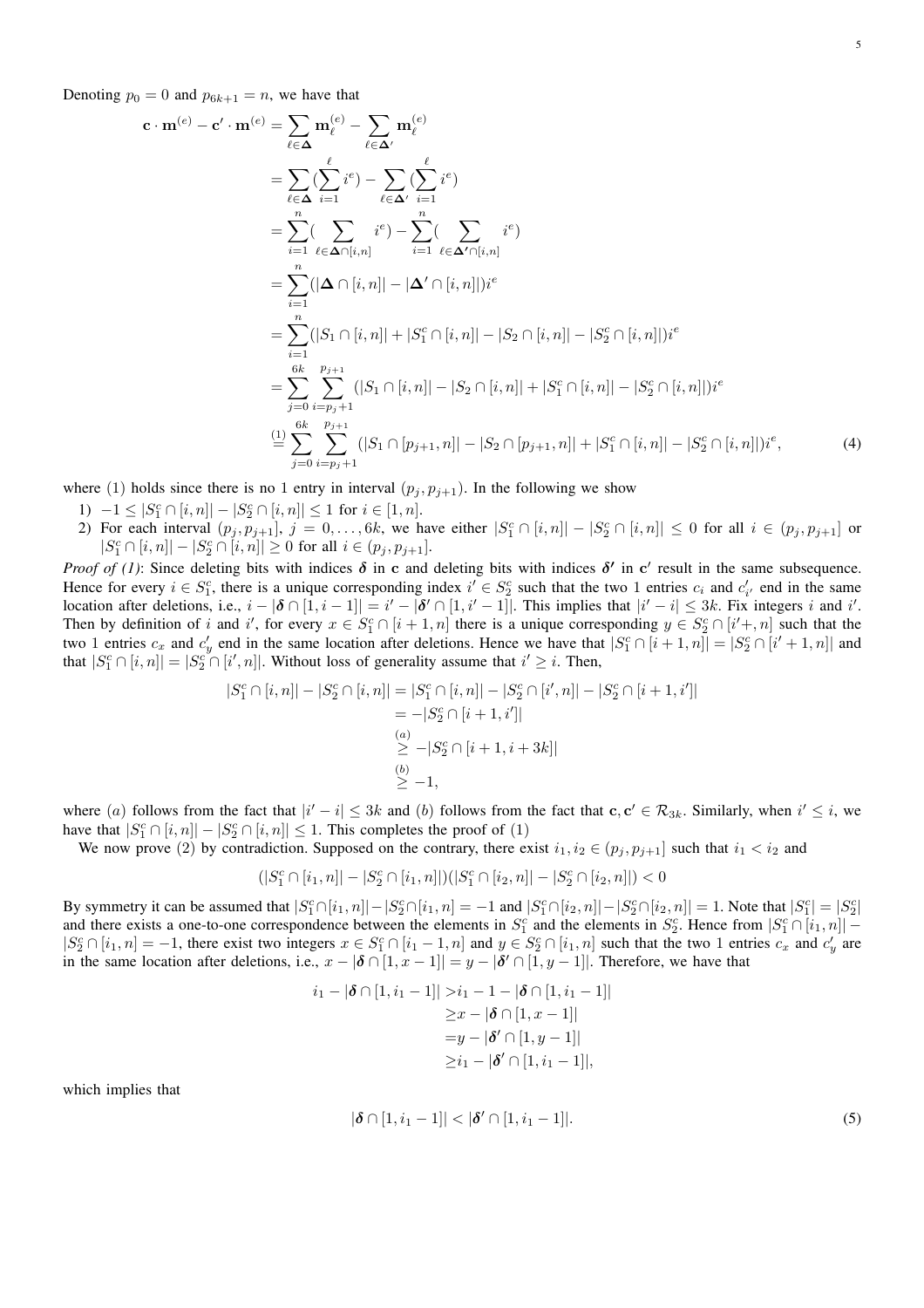Denoting $p_0 = 0$ and $p_{6k+1} = n$, we have that

$$
\begin{aligned}
\mathbf{c}\cdot\mathbf{m}^{(e)} - \mathbf{c}'\cdot\mathbf{m}^{(e)} &= \sum_{\ell\in\boldsymbol{\Delta}} \mathbf{m}_{\ell}^{(e)} - \sum_{\ell\in\boldsymbol{\Delta}'} \mathbf{m}_{\ell}^{(e)} \\
&= \sum_{\ell\in\boldsymbol{\Delta}} (\sum_{i=1}^{\ell} i^e) - \sum_{\ell\in\boldsymbol{\Delta}'} (\sum_{i=1}^{\ell} i^e) \\
&= \sum_{i=1}^{n} (\sum_{\ell\in\boldsymbol{\Delta}\cap[i,n]} i^e) - \sum_{i=1}^{n} (\sum_{\ell\in\boldsymbol{\Delta}'\cap[i,n]} i^e) \\
&= \sum_{i=1}^{n} (|\boldsymbol{\Delta}\cap[i,n]| - |\boldsymbol{\Delta}'\cap[i,n]|) i^e \\
&= \sum_{i=1}^{n} (|S_1\cap[i,n]| + |S_1^c\cap[i,n]| - |S_2\cap[i,n]| - |S_2^c\cap[i,n]|) i^e \\
&= \sum_{j=0}^{6k} \sum_{i=p_j+1}^{p_{j+1}} (|S_1\cap[i,n]| - |S_2\cap[i,n]| + |S_1^c\cap[i,n]| - |S_2^c\cap[i,n]|) i^e \\
&\overset{(1)}{=} \sum_{j=0}^{6k} \sum_{i=p_j+1}^{p_{j+1}} (|S_1\cap[p_{j+1},n]| - |S_2\cap[p_{j+1},n]| + |S_1^c\cap[i,n]| - |S_2^c\cap[i,n]|) i^e,
\end{aligned}
\tag{4}
$$

where $(1)$ holds since there is no 1 entry in interval $(p_j, p_{j+1})$. In the following we show

1) $-1 \le |S_1^c \cap [i,n]| - |S_2^c \cap [i,n]| \le 1$ for $i \in [1,n]$.
2) For each interval $(p_j, p_{j+1}]$, $j = 0, \ldots, 6k$, we have either $|S_1^c \cap [i,n]| - |S_2^c \cap [i,n]| \le 0$ for all $i \in (p_j, p_{j+1}]$ or $|S_1^c \cap [i,n]| - |S_2^c \cap [i,n]| \ge 0$ for all $i \in (p_j, p_{j+1}]$.

*Proof of (1)*: Since deleting bits with indices $\boldsymbol{\delta}$ in $\mathbf{c}$ and deleting bits with indices $\boldsymbol{\delta'}$ in $\mathbf{c}'$ result in the same subsequence. Hence for every $i \in S_1^c$, there is a unique corresponding index $i' \in S_2^c$ such that the two 1 entries $c_i$ and $c'_{i'}$ end in the same location after deletions, i.e., $i - |\boldsymbol{\delta}\cap[1,i-1]| = i' - |\boldsymbol{\delta'}\cap[1,i'-1]|$. This implies that $|i'-i| \le 3k$. Fix integers $i$ and $i'$. Then by definition of $i$ and $i'$, for every $x \in S_1^c \cap [i+1,n]$ there is a unique corresponding $y \in S_2^c \cap [i'+,n]$ such that the two 1 entries $c_x$ and $c'_y$ end in the same location after deletions. Hence we have that $|S_1^c \cap [i+1,n]| = |S_2^c \cap [i'+1,n]|$ and that $|S_1^c \cap [i,n]| = |S_2^c \cap [i',n]|$. Without loss of generality assume that $i' \ge i$. Then,

$$
\begin{aligned}
|S_1^c \cap [i,n]| - |S_2^c \cap [i,n]| &= |S_1^c \cap [i,n]| - |S_2^c \cap [i',n]| - |S_2^c \cap [i+1,i']| \\
&= -|S_2^c \cap [i+1,i']| \\
&\overset{(a)}{\ge} -|S_2^c \cap [i+1,i+3k]| \\
&\overset{(b)}{\ge} -1,
\end{aligned}
$$

where $(a)$ follows from the fact that $|i'-i| \le 3k$ and $(b)$ follows from the fact that $\mathbf{c}, \mathbf{c}' \in \mathcal{R}_{3k}$. Similarly, when $i' \le i$, we have that $|S_1^c \cap [i,n]| - |S_2^c \cap [i,n]| \le 1$. This completes the proof of (1)

We now prove (2) by contradiction. Supposed on the contrary, there exist $i_1, i_2 \in (p_j, p_{j+1}]$ such that $i_1 < i_2$ and

$$
(|S_1^c \cap [i_1,n]| - |S_2^c \cap [i_1,n]|)(|S_1^c \cap [i_2,n]| - |S_2^c \cap [i_2,n]|) < 0
$$

By symmetry it can be assumed that $|S_1^c \cap [i_1,n]| - |S_2^c \cap [i_1,n] = -1$ and $|S_1^c \cap [i_2,n]| - |S_2^c \cap [i_2,n]| = 1$. Note that $|S_1^c| = |S_2^c|$ and there exists a one-to-one correspondence between the elements in $S_1^c$ and the elements in $S_2^c$. Hence from $|S_1^c \cap [i_1,n]| - |S_2^c \cap [i_1,n] = -1$, there exist two integers $x \in S_1^c \cap [i_1-1,n]$ and $y \in S_2^c \cap [i_1,n]$ such that the two 1 entries $c_x$ and $c'_y$ are in the same location after deletions, i.e., $x - |\boldsymbol{\delta}\cap[1,x-1]| = y - |\boldsymbol{\delta'}\cap[1,y-1]|$. Therefore, we have that

$$
\begin{aligned}
i_1 - |\boldsymbol{\delta}\cap[1,i_1-1]| &> i_1 - 1 - |\boldsymbol{\delta}\cap[1,i_1-1]| \\
&\ge x - |\boldsymbol{\delta}\cap[1,x-1]| \\
&= y - |\boldsymbol{\delta'}\cap[1,y-1]| \\
&\ge i_1 - |\boldsymbol{\delta'}\cap[1,i_1-1]|,
\end{aligned}
$$

which implies that

$$
|\boldsymbol{\delta}\cap[1,i_1-1]| < |\boldsymbol{\delta'}\cap[1,i_1-1]|. \tag{5}
$$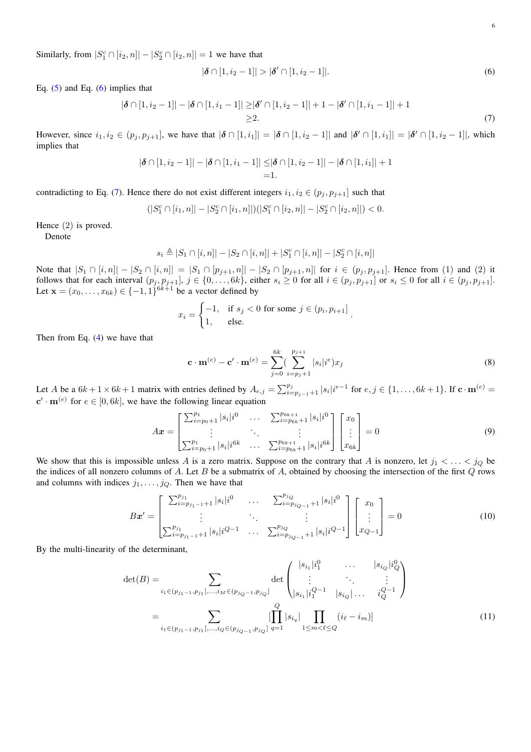Similarly, from $|S_1^c \cap [i_2, n]| - |S_2^c \cap [i_2, n]| = 1$ we have that

$$|\boldsymbol{\delta} \cap [1, i_2 - 1]| > |\boldsymbol{\delta}' \cap [1, i_2 - 1]|. \tag{6}$$

Eq. (5) and Eq. (6) implies that

$$\begin{aligned}|\boldsymbol{\delta} \cap [1, i_2 - 1]| - |\boldsymbol{\delta} \cap [1, i_1 - 1]| \geq & |\boldsymbol{\delta}' \cap [1, i_2 - 1]| + 1 - |\boldsymbol{\delta}' \cap [1, i_1 - 1]| + 1 \\ \geq & 2.\end{aligned} \tag{7}$$

However, since $i_1, i_2 \in (p_j, p_{j+1}]$, we have that $|\boldsymbol{\delta} \cap [1, i_1]| = |\boldsymbol{\delta} \cap [1, i_2 - 1]|$ and $|\boldsymbol{\delta}' \cap [1, i_1]| = |\boldsymbol{\delta}' \cap [1, i_2 - 1]|$, which implies that

$$\begin{aligned}|\boldsymbol{\delta} \cap [1, i_2 - 1]| - |\boldsymbol{\delta} \cap [1, i_1 - 1]| \leq & |\boldsymbol{\delta} \cap [1, i_2 - 1]| - |\boldsymbol{\delta} \cap [1, i_1]| + 1 \\ = & 1.\end{aligned}$$

contradicting to Eq. (7). Hence there do not exist different integers $i_1, i_2 \in (p_j, p_{j+1}]$ such that

$$(|S_1^c \cap [i_1, n]| - |S_2^c \cap [i_1, n]|)(|S_1^c \cap [i_2, n]| - |S_2^c \cap [i_2, n]|) < 0.$$

Hence (2) is proved.

Denote

$$s_i \triangleq |S_1 \cap [i, n]| - |S_2 \cap [i, n]| + |S_1^c \cap [i, n]| - |S_2^c \cap [i, n]|$$

Note that $|S_1 \cap [i, n]| - |S_2 \cap [i, n]| = |S_1 \cap [p_{j+1}, n]| - |S_2 \cap [p_{j+1}, n]|$ for $i \in (p_j, p_{j+1}]$. Hence from (1) and (2) it follows that for each interval $(p_j, p_{j+1}]$, $j \in \{0, \ldots, 6k\}$, either $s_i \geq 0$ for all $i \in (p_j, p_{j+1}]$ or $s_i \leq 0$ for all $i \in (p_j, p_{j+1}]$. Let $\mathbf{x} = (x_0, \ldots, x_{6k}) \in \{-1, 1\}^{6k+1}$ be a vector defined by

$$x_i = \begin{cases} -1, & \text{if } s_j < 0 \text{ for some } j \in (p_i, p_{i+1}] \\ 1, & \text{else.} \end{cases}.$$

Then from Eq. (4) we have that

$$\mathbf{c} \cdot \mathbf{m}^{(e)} - \mathbf{c}' \cdot \mathbf{m}^{(e)} = \sum_{j=0}^{6k} \left( \sum_{i=p_j+1}^{p_{j+1}} |s_i| i^e \right) x_j \tag{8}$$

Let $A$ be a $6k+1 \times 6k+1$ matrix with entries defined by $A_{e,j} = \sum_{i=p_{j-1}+1}^{p_j} |s_i| i^{e-1}$ for $e, j \in \{1, \ldots, 6k+1\}$. If $\mathbf{c} \cdot \mathbf{m}^{(e)} = \mathbf{c}' \cdot \mathbf{m}^{(e)}$ for $e \in [0, 6k]$, we have the following linear equation

$$A\boldsymbol{x} = \begin{bmatrix} \sum_{i=p_0+1}^{p_1} |s_i| i^0 & \ldots & \sum_{i=p_{6k}+1}^{p_{6k+1}} |s_i| i^0 \\ \vdots & \ddots & \vdots \\ \sum_{i=p_0+1}^{p_1} |s_i| i^{6k} & \ldots & \sum_{i=p_{6k}+1}^{p_{6k+1}} |s_i| i^{6k} \end{bmatrix} \begin{bmatrix} x_0 \\ \vdots \\ x_{6k} \end{bmatrix} = 0 \tag{9}$$

We show that this is impossible unless $A$ is a zero matrix. Suppose on the contrary that $A$ is nonzero, let $j_1 < \ldots < j_Q$ be the indices of all nonzero columns of $A$. Let $B$ be a submatrix of $A$, obtained by choosing the intersection of the first $Q$ rows and columns with indices $j_1, \ldots, j_Q$. Then we have that

$$B\boldsymbol{x}' = \begin{bmatrix} \sum_{i=p_{j_1-1}+1}^{p_{j_1}} |s_i| i^0 & \ldots & \sum_{i=p_{j_Q-1}+1}^{p_{j_Q}} |s_i| i^0 \\ \vdots & \ddots & \vdots \\ \sum_{i=p_{j_1-1}+1}^{p_{j_1}} |s_i| i^{Q-1} & \ldots & \sum_{i=p_{j_Q-1}+1}^{p_{j_Q}} |s_i| i^{Q-1} \end{bmatrix} \begin{bmatrix} x_0 \\ \vdots \\ x_{Q-1} \end{bmatrix} = 0 \tag{10}$$

By the multi-linearity of the determinant,

$$\begin{aligned}\det(B) = & \sum_{i_1 \in (p_{j_1-1}, p_{j_1}], \ldots, i_M \in (p_{j_Q-1}, p_{j_Q}]} \det \begin{pmatrix} |s_{i_1}| i_1^0 & \ldots & |s_{i_Q}| i_Q^0 \\ \vdots & \ddots & \vdots \\ |s_{i_1}| i_1^{Q-1} & |s_{i_Q}| \ldots & i_Q^{Q-1} \end{pmatrix} \\ = & \sum_{i_1 \in (p_{j_1-1}, p_{j_1}], \ldots, i_Q \in (p_{j_Q-1}, p_{j_Q}]} \left[ \prod_{q=1}^{Q} |s_{i_q}| \prod_{1 \leq m < \ell \leq Q} (i_\ell - i_m) \right]\end{aligned} \tag{11}$$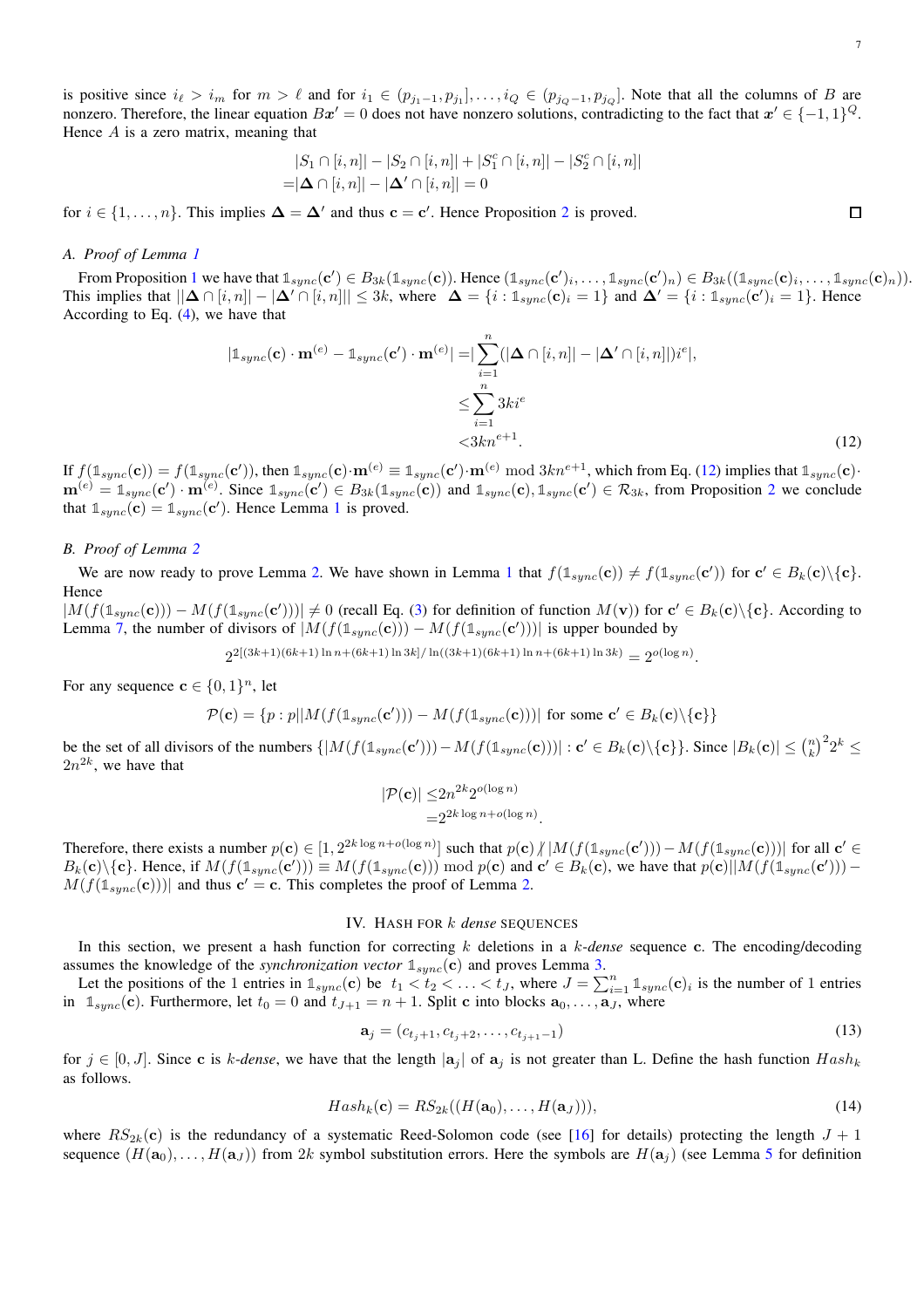is positive since $i_\ell > i_m$ for $m > \ell$ and for $i_1 \in (p_{j_1-1}, p_{j_1}], \ldots, i_Q \in (p_{j_Q-1}, p_{j_Q}]$. Note that all the columns of $B$ are nonzero. Therefore, the linear equation $B\boldsymbol{x}' = 0$ does not have nonzero solutions, contradicting to the fact that $\boldsymbol{x}' \in \{-1, 1\}^Q$. Hence $A$ is a zero matrix, meaning that

$$
\begin{aligned}
&|S_1 \cap [i,n]| - |S_2 \cap [i,n]| + |S_1^c \cap [i,n]| - |S_2^c \cap [i,n]| \\
=&|\boldsymbol{\Delta} \cap [i,n]| - |\boldsymbol{\Delta}' \cap [i,n]| = 0
\end{aligned}
$$

for $i \in \{1, \ldots, n\}$. This implies $\boldsymbol{\Delta} = \boldsymbol{\Delta}'$ and thus $\mathbf{c} = \mathbf{c}'$. Hence Proposition 2 is proved. □

### A. Proof of Lemma 1

From Proposition 1 we have that $\mathbb{1}_{sync}(\mathbf{c}') \in B_{3k}(\mathbb{1}_{sync}(\mathbf{c}))$. Hence $(\mathbb{1}_{sync}(\mathbf{c}')_i, \ldots, \mathbb{1}_{sync}(\mathbf{c}')_n) \in B_{3k}((\mathbb{1}_{sync}(\mathbf{c})_i, \ldots, \mathbb{1}_{sync}(\mathbf{c})_n))$. This implies that $||\boldsymbol{\Delta} \cap [i,n]| - |\boldsymbol{\Delta}' \cap [i,n]|| \leq 3k$, where $\boldsymbol{\Delta} = \{i : \mathbb{1}_{sync}(\mathbf{c})_i = 1\}$ and $\boldsymbol{\Delta}' = \{i : \mathbb{1}_{sync}(\mathbf{c}')_i = 1\}$. Hence According to Eq. (4), we have that

$$
\begin{aligned}
|\mathbb{1}_{sync}(\mathbf{c}) \cdot \mathbf{m}^{(e)} - \mathbb{1}_{sync}(\mathbf{c}') \cdot \mathbf{m}^{(e)}| =& |\sum_{i=1}^{n} (|\boldsymbol{\Delta} \cap [i,n]| - |\boldsymbol{\Delta}' \cap [i,n]|) i^e|, \\
\leq& \sum_{i=1}^{n} 3k i^e \\
<& 3kn^{e+1}.
\end{aligned} \tag{12}
$$

If $f(\mathbb{1}_{sync}(\mathbf{c})) = f(\mathbb{1}_{sync}(\mathbf{c}'))$, then $\mathbb{1}_{sync}(\mathbf{c}) \cdot \mathbf{m}^{(e)} \equiv \mathbb{1}_{sync}(\mathbf{c}') \cdot \mathbf{m}^{(e)} \bmod 3kn^{e+1}$, which from Eq. (12) implies that $\mathbb{1}_{sync}(\mathbf{c}) \cdot \mathbf{m}^{(e)} = \mathbb{1}_{sync}(\mathbf{c}') \cdot \mathbf{m}^{(e)}$. Since $\mathbb{1}_{sync}(\mathbf{c}') \in B_{3k}(\mathbb{1}_{sync}(\mathbf{c}))$ and $\mathbb{1}_{sync}(\mathbf{c}), \mathbb{1}_{sync}(\mathbf{c}') \in \mathcal{R}_{3k}$, from Proposition 2 we conclude that $\mathbb{1}_{sync}(\mathbf{c}) = \mathbb{1}_{sync}(\mathbf{c}')$. Hence Lemma 1 is proved.

### B. Proof of Lemma 2

We are now ready to prove Lemma 2. We have shown in Lemma 1 that $f(\mathbb{1}_{sync}(\mathbf{c})) \neq f(\mathbb{1}_{sync}(\mathbf{c}'))$ for $\mathbf{c}' \in B_k(\mathbf{c}) \backslash \{\mathbf{c}\}$. Hence
$|M(f(\mathbb{1}_{sync}(\mathbf{c}))) - M(f(\mathbb{1}_{sync}(\mathbf{c}')))| \neq 0$ (recall Eq. (3) for definition of function $M(\mathbf{v})$) for $\mathbf{c}' \in B_k(\mathbf{c}) \backslash \{\mathbf{c}\}$. According to Lemma 7, the number of divisors of $|M(f(\mathbb{1}_{sync}(\mathbf{c}))) - M(f(\mathbb{1}_{sync}(\mathbf{c}')))|$ is upper bounded by

$$
2^{2[(3k+1)(6k+1)\ln n + (6k+1)\ln 3k] / \ln((3k+1)(6k+1)\ln n + (6k+1)\ln 3k)} = 2^{o(\log n)}.
$$

For any sequence $\mathbf{c} \in \{0,1\}^n$, let

$$
\mathcal{P}(\mathbf{c}) = \{p : p || M(f(\mathbb{1}_{sync}(\mathbf{c}'))) - M(f(\mathbb{1}_{sync}(\mathbf{c})))| \text{ for some } \mathbf{c}' \in B_k(\mathbf{c}) \backslash \{\mathbf{c}\}\}
$$

be the set of all divisors of the numbers $\{|M(f(\mathbb{1}_{sync}(\mathbf{c}'))) - M(f(\mathbb{1}_{sync}(\mathbf{c})))| : \mathbf{c}' \in B_k(\mathbf{c}) \backslash \{\mathbf{c}\}\}$. Since $|B_k(\mathbf{c})| \leq \binom{n}{k}^2 2^k \leq 2n^{2k}$, we have that

$$
\begin{aligned}
|\mathcal{P}(\mathbf{c})| \leq& 2n^{2k} 2^{o(\log n)} \\
=& 2^{2k \log n + o(\log n)}.
\end{aligned}
$$

Therefore, there exists a number $p(\mathbf{c}) \in [1, 2^{2k \log n + o(\log n)}]$ such that $p(\mathbf{c}) \not| \, |M(f(\mathbb{1}_{sync}(\mathbf{c}'))) - M(f(\mathbb{1}_{sync}(\mathbf{c})))|$ for all $\mathbf{c}' \in B_k(\mathbf{c}) \backslash \{\mathbf{c}\}$. Hence, if $M(f(\mathbb{1}_{sync}(\mathbf{c}'))) \equiv M(f(\mathbb{1}_{sync}(\mathbf{c}))) \bmod p(\mathbf{c})$ and $\mathbf{c}' \in B_k(\mathbf{c})$, we have that $p(\mathbf{c}) || M(f(\mathbb{1}_{sync}(\mathbf{c}'))) - M(f(\mathbb{1}_{sync}(\mathbf{c})))|$ and thus $\mathbf{c}' = \mathbf{c}$. This completes the proof of Lemma 2.

## IV. Hash for $k$ dense sequences

In this section, we present a hash function for correcting $k$ deletions in a $k$-*dense* sequence $\mathbf{c}$. The encoding/decoding assumes the knowledge of the *synchronization vector* $\mathbb{1}_{sync}(\mathbf{c})$ and proves Lemma 3.

Let the positions of the 1 entries in $\mathbb{1}_{sync}(\mathbf{c})$ be $t_1 < t_2 < \ldots < t_J$, where $J = \sum_{i=1}^{n} \mathbb{1}_{sync}(\mathbf{c})_i$ is the number of 1 entries in $\mathbb{1}_{sync}(\mathbf{c})$. Furthermore, let $t_0 = 0$ and $t_{J+1} = n+1$. Split $\mathbf{c}$ into blocks $\mathbf{a}_0, \ldots, \mathbf{a}_J$, where

$$
\mathbf{a}_j = (c_{t_j+1}, c_{t_j+2}, \ldots, c_{t_{j+1}-1}) \tag{13}
$$

for $j \in [0, J]$. Since $\mathbf{c}$ is $k$-*dense*, we have that the length $|\mathbf{a}_j|$ of $\mathbf{a}_j$ is not greater than L. Define the hash function $Hash_k$ as follows.

$$
Hash_k(\mathbf{c}) = RS_{2k}((H(\mathbf{a}_0), \ldots, H(\mathbf{a}_J))), \tag{14}
$$

where $RS_{2k}(\mathbf{c})$ is the redundancy of a systematic Reed-Solomon code (see [16] for details) protecting the length $J+1$ sequence $(H(\mathbf{a}_0), \ldots, H(\mathbf{a}_J))$ from $2k$ symbol substitution errors. Here the symbols are $H(\mathbf{a}_j)$ (see Lemma 5 for definition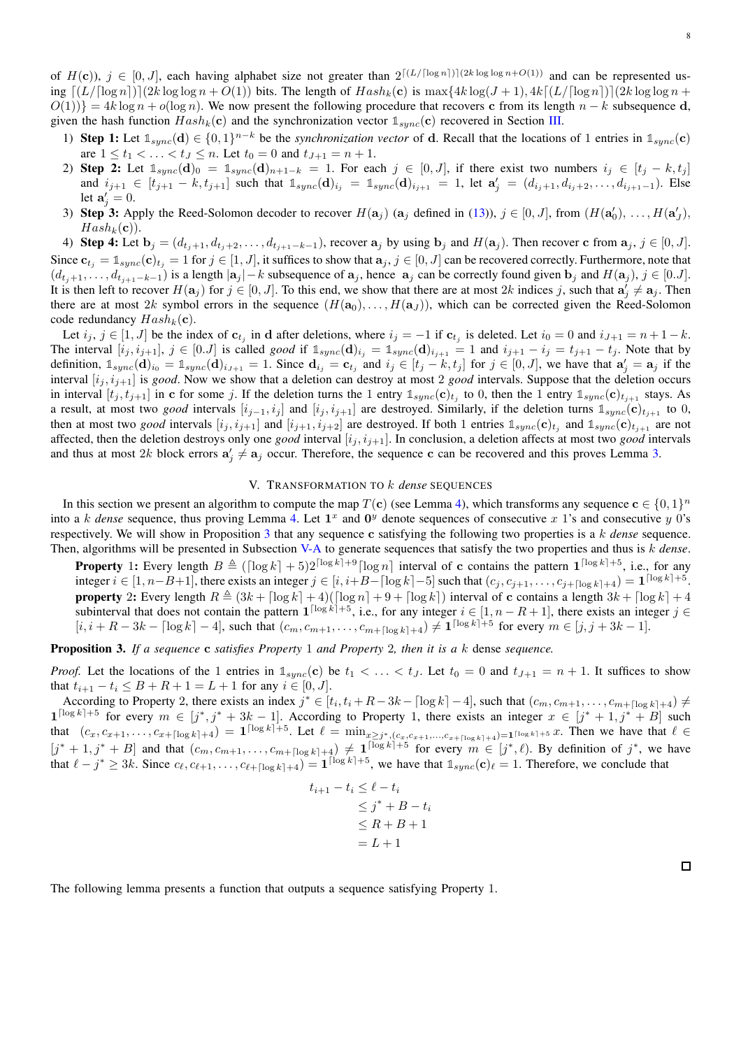of $H(\mathbf{c})$, $j \in [0, J]$, each having alphabet size not greater than $2^{\lceil (L/\lceil \log n \rceil) \rceil (2k \log\log n + O(1))}$ and can be represented using $\lceil (L/\lceil \log n \rceil) \rceil (2k \log\log n + O(1))$ bits. The length of $Hash_k(\mathbf{c})$ is $\max\{4k \log(J+1), 4k\lceil (L/\lceil \log n \rceil) \rceil (2k \log\log n + O(1))\} = 4k \log n + o(\log n)$. We now present the following procedure that recovers $\mathbf{c}$ from its length $n-k$ subsequence $\mathbf{d}$, given the hash function $Hash_k(\mathbf{c})$ and the synchronization vector $\mathbb{1}_{sync}(\mathbf{c})$ recovered in Section III.

1) **Step 1:** Let $\mathbb{1}_{sync}(\mathbf{d}) \in \{0,1\}^{n-k}$ be the *synchronization vector* of $\mathbf{d}$. Recall that the locations of 1 entries in $\mathbb{1}_{sync}(\mathbf{c})$ are $1 \leq t_1 < \ldots < t_J \leq n$. Let $t_0 = 0$ and $t_{J+1} = n+1$.
2) **Step 2:** Let $\mathbb{1}_{sync}(\mathbf{d})_0 = \mathbb{1}_{sync}(\mathbf{d})_{n+1-k} = 1$. For each $j \in [0, J]$, if there exist two numbers $i_j \in [t_j - k, t_j]$ and $i_{j+1} \in [t_{j+1} - k, t_{j+1}]$ such that $\mathbb{1}_{sync}(\mathbf{d})_{i_j} = \mathbb{1}_{sync}(\mathbf{d})_{i_{j+1}} = 1$, let $\mathbf{a}'_j = (d_{i_j+1}, d_{i_j+2}, \ldots, d_{i_{j+1}-1})$. Else let $\mathbf{a}'_j = 0$.
3) **Step 3:** Apply the Reed-Solomon decoder to recover $H(\mathbf{a}_j)$ ($\mathbf{a}_j$ defined in (13)), $j \in [0, J]$, from $(H(\mathbf{a}'_0), \ldots, H(\mathbf{a}'_J), Hash_k(\mathbf{c}))$.
4) **Step 4:** Let $\mathbf{b}_j = (d_{t_j+1}, d_{t_j+2}, \ldots, d_{t_{j+1}-k-1})$, recover $\mathbf{a}_j$ by using $\mathbf{b}_j$ and $H(\mathbf{a}_j)$. Then recover $\mathbf{c}$ from $\mathbf{a}_j$, $j \in [0, J]$.

Since $\mathbf{c}_{t_j} = \mathbb{1}_{sync}(\mathbf{c})_{t_j} = 1$ for $j \in [1, J]$, it suffices to show that $\mathbf{a}_j$, $j \in [0, J]$ can be recovered correctly. Furthermore, note that $(d_{t_j+1}, \ldots, d_{t_{j+1}-k-1})$ is a length $|\mathbf{a}_j| - k$ subsequence of $\mathbf{a}_j$, hence $\mathbf{a}_j$ can be correctly found given $\mathbf{b}_j$ and $H(\mathbf{a}_j)$, $j \in [0.J]$. It is then left to recover $H(\mathbf{a}_j)$ for $j \in [0, J]$. To this end, we show that there are at most $2k$ indices $j$, such that $\mathbf{a}'_j \neq \mathbf{a}_j$. Then there are at most $2k$ symbol errors in the sequence $(H(\mathbf{a}_0), \ldots, H(\mathbf{a}_J))$, which can be corrected given the Reed-Solomon code redundancy $Hash_k(\mathbf{c})$.

Let $i_j$, $j \in [1, J]$ be the index of $\mathbf{c}_{t_j}$ in $\mathbf{d}$ after deletions, where $i_j = -1$ if $\mathbf{c}_{t_j}$ is deleted. Let $i_0 = 0$ and $i_{J+1} = n+1-k$. The interval $[i_j, i_{j+1}]$, $j \in [0.J]$ is called *good* if $\mathbb{1}_{sync}(\mathbf{d})_{i_j} = \mathbb{1}_{sync}(\mathbf{d})_{i_{j+1}} = 1$ and $i_{j+1} - i_j = t_{j+1} - t_j$. Note that by definition, $\mathbb{1}_{sync}(\mathbf{d})_{i_0} = \mathbb{1}_{sync}(\mathbf{d})_{i_{J+1}} = 1$. Since $\mathbf{d}_{i_j} = \mathbf{c}_{t_j}$ and $i_j \in [t_j - k, t_j]$ for $j \in [0, J]$, we have that $\mathbf{a}'_j = \mathbf{a}_j$ if the interval $[i_j, i_{j+1}]$ is *good*. Now we show that a deletion can destroy at most 2 *good* intervals. Suppose that the deletion occurs in interval $[t_j, t_{j+1})$ in $\mathbf{c}$ for some $j$. If the deletion turns the 1 entry $\mathbb{1}_{sync}(\mathbf{c})_{t_j}$ to 0, then the 1 entry $\mathbb{1}_{sync}(\mathbf{c})_{t_{j+1}}$ stays. As a result, at most two *good* intervals $[i_{j-1}, i_j]$ and $[i_j, i_{j+1}]$ are destroyed. Similarly, if the deletion turns $\mathbb{1}_{sync}(\mathbf{c})_{t_{j+1}}$ to 0, then at most two *good* intervals $[i_j, i_{j+1}]$ and $[i_{j+1}, i_{j+2}]$ are destroyed. If both 1 entries $\mathbb{1}_{sync}(\mathbf{c})_{t_j}$ and $\mathbb{1}_{sync}(\mathbf{c})_{t_{j+1}}$ are not affected, then the deletion destroys only one *good* interval $[i_j, i_{j+1}]$. In conclusion, a deletion affects at most two *good* intervals and thus at most $2k$ block errors $\mathbf{a}'_j \neq \mathbf{a}_j$ occur. Therefore, the sequence $\mathbf{c}$ can be recovered and this proves Lemma 3.

## V. Transformation to $k$ *dense* sequences

In this section we present an algorithm to compute the map $T(\mathbf{c})$ (see Lemma 4), which transforms any sequence $\mathbf{c} \in \{0,1\}^n$ into a $k$ *dense* sequence, thus proving Lemma 4. Let $\mathbf{1}^x$ and $\mathbf{0}^y$ denote sequences of consecutive $x$ 1's and consecutive $y$ 0's respectively. We will show in Proposition 3 that any sequence $\mathbf{c}$ satisfying the following two properties is a $k$ *dense* sequence. Then, algorithms will be presented in Subsection V-A to generate sequences that satisfy the two properties and thus is $k$ *dense*.

**Property** 1: Every length $B \triangleq (\lceil \log k \rceil + 5) 2^{\lceil \log k \rceil + 9} \lceil \log n \rceil$ interval of $\mathbf{c}$ contains the pattern $\mathbf{1}^{\lceil \log k \rceil + 5}$, i.e., for any integer $i \in [1, n-B+1]$, there exists an integer $j \in [i, i+B-\lceil \log k \rceil - 5]$ such that $(c_j, c_{j+1}, \ldots, c_{j+\lceil \log k \rceil + 4}) = \mathbf{1}^{\lceil \log k \rceil + 5}$.

**property** 2: Every length $R \triangleq (3k + \lceil \log k \rceil + 4)(\lceil \log n \rceil + 9 + \lceil \log k \rceil)$ interval of $\mathbf{c}$ contains a length $3k + \lceil \log k \rceil + 4$ subinterval that does not contain the pattern $\mathbf{1}^{\lceil \log k \rceil + 5}$, i.e., for any integer $i \in [1, n-R+1]$, there exists an integer $j \in [i, i+R-3k-\lceil \log k \rceil - 4]$, such that $(c_m, c_{m+1}, \ldots, c_{m+\lceil \log k \rceil + 4}) \neq \mathbf{1}^{\lceil \log k \rceil + 5}$ for every $m \in [j, j+3k-1]$.

**Proposition 3.** *If a sequence* $\mathbf{c}$ *satisfies Property* 1 *and Property* 2*, then it is a* $k$ dense *sequence.*

*Proof.* Let the locations of the 1 entries in $\mathbb{1}_{sync}(\mathbf{c})$ be $t_1 < \ldots < t_J$. Let $t_0 = 0$ and $t_{J+1} = n+1$. It suffices to show that $t_{i+1} - t_i \leq B + R + 1 = L + 1$ for any $i \in [0, J]$.

According to Property 2, there exists an index $j^* \in [t_i, t_i + R - 3k - \lceil \log k \rceil - 4]$, such that $(c_m, c_{m+1}, \ldots, c_{m+\lceil \log k \rceil + 4}) \neq \mathbf{1}^{\lceil \log k \rceil + 5}$ for every $m \in [j^*, j^* + 3k - 1]$. According to Property 1, there exists an integer $x \in [j^* + 1, j^* + B]$ such that $(c_x, c_{x+1}, \ldots, c_{x+\lceil \log k \rceil + 4}) = \mathbf{1}^{\lceil \log k \rceil + 5}$. Let $\ell = \min_{x \geq j^*, (c_x, c_{x+1}, \ldots, c_{x+\lceil \log k \rceil + 4}) = \mathbf{1}^{\lceil \log k \rceil + 5}} x$. Then we have that $\ell \in [j^* + 1, j^* + B]$ and that $(c_m, c_{m+1}, \ldots, c_{m+\lceil \log k \rceil + 4}) \neq \mathbf{1}^{\lceil \log k \rceil + 5}$ for every $m \in [j^*, \ell)$. By definition of $j^*$, we have that $\ell - j^* \geq 3k$. Since $c_\ell, c_{\ell+1}, \ldots, c_{\ell+\lceil \log k \rceil + 4}) = \mathbf{1}^{\lceil \log k \rceil + 5}$, we have that $\mathbb{1}_{sync}(\mathbf{c})_\ell = 1$. Therefore, we conclude that

$$
\begin{aligned}
t_{i+1} - t_i &\leq \ell - t_i \\
&\leq j^* + B - t_i \\
&\leq R + B + 1 \\
&= L + 1
\end{aligned}
$$

∎

The following lemma presents a function that outputs a sequence satisfying Property 1.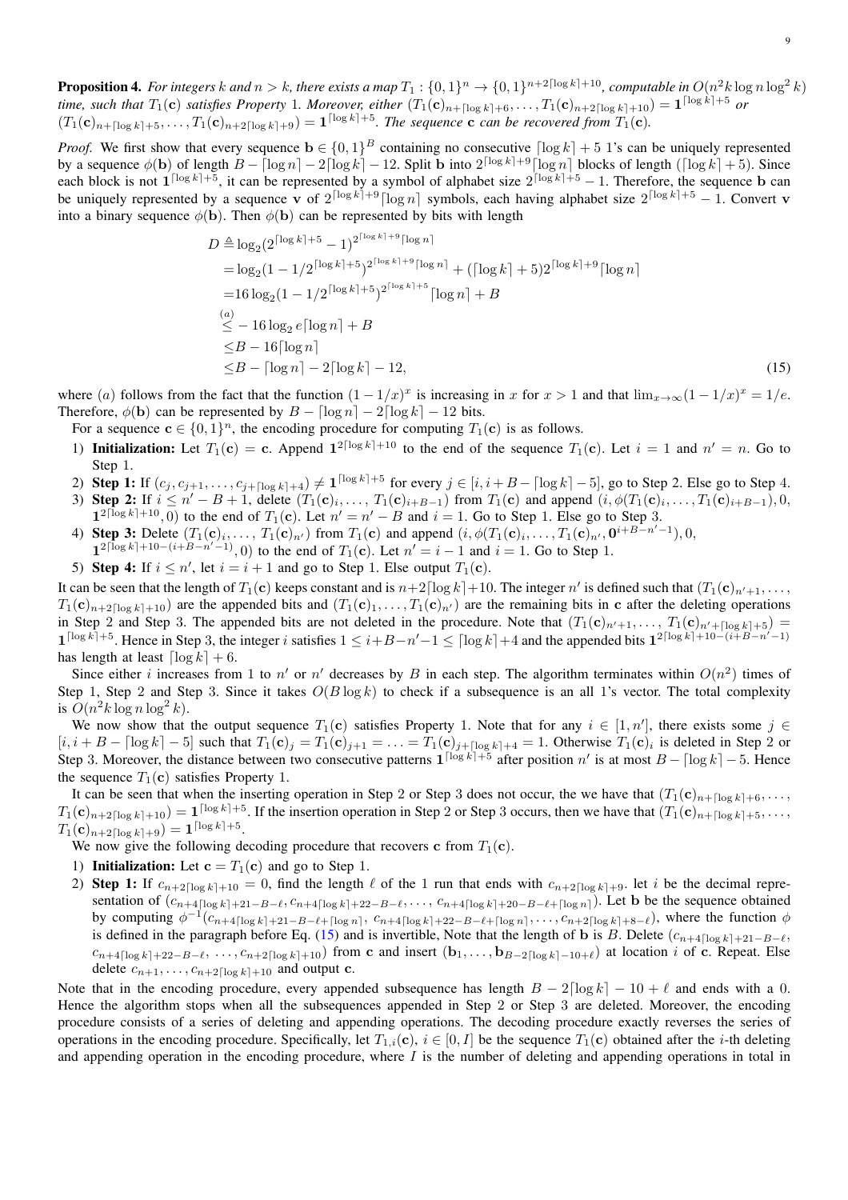**Proposition 4.** *For integers $k$ and $n > k$, there exists a map $T_1 : \{0,1\}^n \to \{0,1\}^{n+2\lceil \log k \rceil+10}$, computable in $O(n^2 k \log n \log^2 k)$ time, such that $T_1(\mathbf{c})$ satisfies Property 1. Moreover, either $(T_1(\mathbf{c})_{n+\lceil \log k \rceil+6}, \ldots, T_1(\mathbf{c})_{n+2\lceil \log k \rceil+10}) = \mathbf{1}^{\lceil \log k \rceil+5}$ or $(T_1(\mathbf{c})_{n+\lceil \log k \rceil+5}, \ldots, T_1(\mathbf{c})_{n+2\lceil \log k \rceil+9}) = \mathbf{1}^{\lceil \log k \rceil+5}$. The sequence $\mathbf{c}$ can be recovered from $T_1(\mathbf{c})$.*

*Proof.* We first show that every sequence $\mathbf{b} \in \{0,1\}^B$ containing no consecutive $\lceil \log k \rceil + 5$ 1's can be uniquely represented by a sequence $\phi(\mathbf{b})$ of length $B - \lceil \log n \rceil - 2\lceil \log k \rceil - 12$. Split $\mathbf{b}$ into $2^{\lceil \log k \rceil+9}\lceil \log n \rceil$ blocks of length $(\lceil \log k \rceil + 5)$. Since each block is not $\mathbf{1}^{\lceil \log k \rceil+5}$, it can be represented by a symbol of alphabet size $2^{\lceil \log k \rceil+5} - 1$. Therefore, the sequence $\mathbf{b}$ can be uniquely represented by a sequence $\mathbf{v}$ of $2^{\lceil \log k \rceil+9}\lceil \log n \rceil$ symbols, each having alphabet size $2^{\lceil \log k \rceil+5} - 1$. Convert $\mathbf{v}$ into a binary sequence $\phi(\mathbf{b})$. Then $\phi(\mathbf{b})$ can be represented by bits with length

$$
\begin{aligned}
D \triangleq& \log_2(2^{\lceil \log k \rceil+5} - 1)^{2^{\lceil \log k \rceil+9}\lceil \log n \rceil} \\
=& \log_2(1 - 1/2^{\lceil \log k \rceil+5})^{2^{\lceil \log k \rceil+9}\lceil \log n \rceil} + (\lceil \log k \rceil + 5)2^{\lceil \log k \rceil+9}\lceil \log n \rceil \\
=& 16\log_2(1 - 1/2^{\lceil \log k \rceil+5})^{2^{\lceil \log k \rceil+5}}\lceil \log n \rceil + B \\
\overset{(a)}{\leq}& -16\log_2 e\lceil \log n \rceil + B \\
\leq& B - 16\lceil \log n \rceil \\
\leq& B - \lceil \log n \rceil - 2\lceil \log k \rceil - 12,
\end{aligned}
\tag{15}
$$

where $(a)$ follows from the fact that the function $(1 - 1/x)^x$ is increasing in $x$ for $x > 1$ and that $\lim_{x\to\infty}(1 - 1/x)^x = 1/e$. Therefore, $\phi(\mathbf{b})$ can be represented by $B - \lceil \log n \rceil - 2\lceil \log k \rceil - 12$ bits.

For a sequence $\mathbf{c} \in \{0,1\}^n$, the encoding procedure for computing $T_1(\mathbf{c})$ is as follows.

1) **Initialization:** Let $T_1(\mathbf{c}) = \mathbf{c}$. Append $\mathbf{1}^{2\lceil \log k \rceil+10}$ to the end of the sequence $T_1(\mathbf{c})$. Let $i = 1$ and $n' = n$. Go to Step 1.
2) **Step 1:** If $(c_j, c_{j+1}, \ldots, c_{j+\lceil \log k \rceil+4}) \neq \mathbf{1}^{\lceil \log k \rceil+5}$ for every $j \in [i, i + B - \lceil \log k \rceil - 5]$, go to Step 2. Else go to Step 4.
3) **Step 2:** If $i \leq n' - B + 1$, delete $(T_1(\mathbf{c})_i, \ldots, T_1(\mathbf{c})_{i+B-1})$ from $T_1(\mathbf{c})$ and append $(i, \phi(T_1(\mathbf{c})_i, \ldots, T_1(\mathbf{c})_{i+B-1}), 0, \mathbf{1}^{2\lceil \log k \rceil+10}, 0)$ to the end of $T_1(\mathbf{c})$. Let $n' = n' - B$ and $i = 1$. Go to Step 1. Else go to Step 3.
4) **Step 3:** Delete $(T_1(\mathbf{c})_i, \ldots, T_1(\mathbf{c})_{n'})$ from $T_1(\mathbf{c})$ and append $(i, \phi(T_1(\mathbf{c})_i, \ldots, T_1(\mathbf{c})_{n'}, \mathbf{0}^{i+B-n'-1}), 0, \mathbf{1}^{2\lceil \log k \rceil+10-(i+B-n'-1)}, 0)$ to the end of $T_1(\mathbf{c})$. Let $n' = i - 1$ and $i = 1$. Go to Step 1.
5) **Step 4:** If $i \leq n'$, let $i = i + 1$ and go to Step 1. Else output $T_1(\mathbf{c})$.

It can be seen that the length of $T_1(\mathbf{c})$ keeps constant and is $n+2\lceil \log k \rceil+10$. The integer $n'$ is defined such that $(T_1(\mathbf{c})_{n'+1}, \ldots, T_1(\mathbf{c})_{n+2\lceil \log k \rceil+10})$ are the appended bits and $(T_1(\mathbf{c})_1, \ldots, T_1(\mathbf{c})_{n'})$ are the remaining bits in $\mathbf{c}$ after the deleting operations in Step 2 and Step 3. The appended bits are not deleted in the procedure. Note that $(T_1(\mathbf{c})_{n'+1}, \ldots, T_1(\mathbf{c})_{n'+\lceil \log k \rceil+5}) = \mathbf{1}^{\lceil \log k \rceil+5}$. Hence in Step 3, the integer $i$ satisfies $1 \leq i+B-n'-1 \leq \lceil \log k \rceil+4$ and the appended bits $\mathbf{1}^{2\lceil \log k \rceil+10-(i+B-n'-1)}$ has length at least $\lceil \log k \rceil + 6$.

Since either $i$ increases from 1 to $n'$ or $n'$ decreases by $B$ in each step. The algorithm terminates within $O(n^2)$ times of Step 1, Step 2 and Step 3. Since it takes $O(B \log k)$ to check if a subsequence is an all 1's vector. The total complexity is $O(n^2 k \log n \log^2 k)$.

We now show that the output sequence $T_1(\mathbf{c})$ satisfies Property 1. Note that for any $i \in [1, n']$, there exists some $j \in [i, i + B - \lceil \log k \rceil - 5]$ such that $T_1(\mathbf{c})_j = T_1(\mathbf{c})_{j+1} = \ldots = T_1(\mathbf{c})_{j+\lceil \log k \rceil+4} = 1$. Otherwise $T_1(\mathbf{c})_i$ is deleted in Step 2 or Step 3. Moreover, the distance between two consecutive patterns $\mathbf{1}^{\lceil \log k \rceil+5}$ after position $n'$ is at most $B - \lceil \log k \rceil - 5$. Hence the sequence $T_1(\mathbf{c})$ satisfies Property 1.

It can be seen that when the inserting operation in Step 2 or Step 3 does not occur, the we have that $(T_1(\mathbf{c})_{n+\lceil \log k \rceil+6}, \ldots, T_1(\mathbf{c})_{n+2\lceil \log k \rceil+10}) = \mathbf{1}^{\lceil \log k \rceil+5}$. If the insertion operation in Step 2 or Step 3 occurs, then we have that $(T_1(\mathbf{c})_{n+\lceil \log k \rceil+5}, \ldots, T_1(\mathbf{c})_{n+2\lceil \log k \rceil+9}) = \mathbf{1}^{\lceil \log k \rceil+5}$.

We now give the following decoding procedure that recovers $\mathbf{c}$ from $T_1(\mathbf{c})$.

1) **Initialization:** Let $\mathbf{c} = T_1(\mathbf{c})$ and go to Step 1.
2) **Step 1:** If $c_{n+2\lceil \log k \rceil+10} = 0$, find the length $\ell$ of the 1 run that ends with $c_{n+2\lceil \log k \rceil+9}$. let $i$ be the decimal representation of $(c_{n+4\lceil \log k \rceil+21-B-\ell}, c_{n+4\lceil \log k \rceil+22-B-\ell}, \ldots, c_{n+4\lceil \log k \rceil+20-B-\ell+\lceil \log n \rceil})$. Let $\mathbf{b}$ be the sequence obtained by computing $\phi^{-1}(c_{n+4\lceil \log k \rceil+21-B-\ell+\lceil \log n \rceil}, c_{n+4\lceil \log k \rceil+22-B-\ell+\lceil \log n \rceil}, \ldots, c_{n+2\lceil \log k \rceil+8-\ell})$, where the function $\phi$ is defined in the paragraph before Eq. (15) and is invertible, Note that the length of $\mathbf{b}$ is $B$. Delete $(c_{n+4\lceil \log k \rceil+21-B-\ell}, c_{n+4\lceil \log k \rceil+22-B-\ell}, \ldots, c_{n+2\lceil \log k \rceil+10})$ from $\mathbf{c}$ and insert $(\mathbf{b}_1, \ldots, \mathbf{b}_{B-2\lceil \log k \rceil-10+\ell})$ at location $i$ of $\mathbf{c}$. Repeat. Else delete $c_{n+1}, \ldots, c_{n+2\lceil \log k \rceil+10}$ and output $\mathbf{c}$.

Note that in the encoding procedure, every appended subsequence has length $B - 2\lceil \log k \rceil - 10 + \ell$ and ends with a 0. Hence the algorithm stops when all the subsequences appended in Step 2 or Step 3 are deleted. Moreover, the encoding procedure consists of a series of deleting and appending operations. The decoding procedure exactly reverses the series of operations in the encoding procedure. Specifically, let $T_{1,i}(\mathbf{c})$, $i \in [0, I]$ be the sequence $T_1(\mathbf{c})$ obtained after the $i$-th deleting and appending operation in the encoding procedure, where $I$ is the number of deleting and appending operations in total in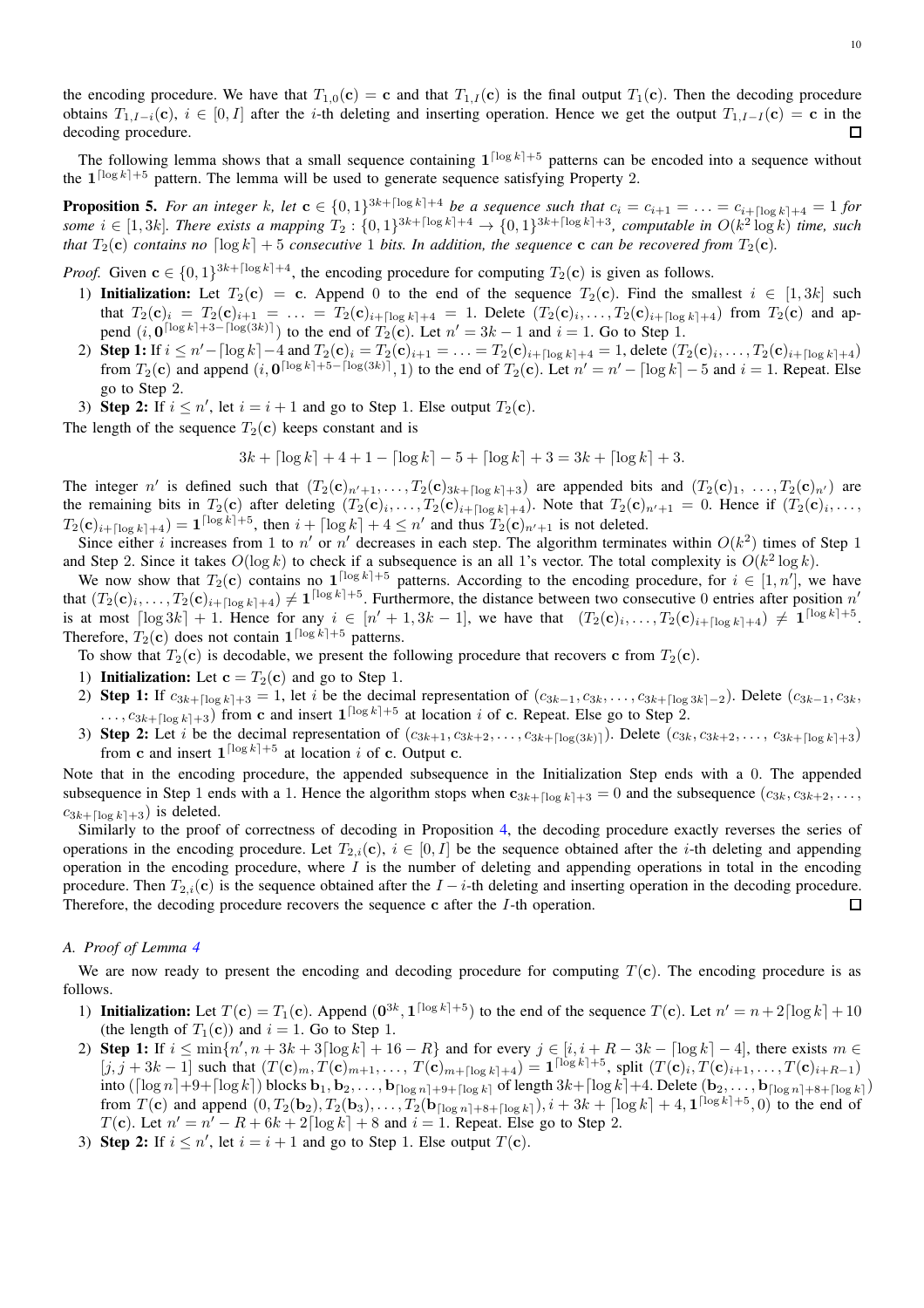the encoding procedure. We have that $T_{1,0}(\mathbf{c}) = \mathbf{c}$ and that $T_{1,I}(\mathbf{c})$ is the final output $T_1(\mathbf{c})$. Then the decoding procedure obtains $T_{1,I-i}(\mathbf{c})$, $i \in [0, I]$ after the $i$-th deleting and inserting operation. Hence we get the output $T_{1,I-I}(\mathbf{c}) = \mathbf{c}$ in the decoding procedure. □

The following lemma shows that a small sequence containing $\mathbf{1}^{\lceil \log k \rceil + 5}$ patterns can be encoded into a sequence without the $\mathbf{1}^{\lceil \log k \rceil + 5}$ pattern. The lemma will be used to generate sequence satisfying Property 2.

**Proposition 5.** *For an integer $k$, let $\mathbf{c} \in \{0,1\}^{3k+\lceil \log k \rceil + 4}$ be a sequence such that $c_i = c_{i+1} = \ldots = c_{i+\lceil \log k \rceil + 4} = 1$ for some $i \in [1, 3k]$. There exists a mapping $T_2 : \{0,1\}^{3k+\lceil \log k \rceil + 4} \to \{0,1\}^{3k+\lceil \log k \rceil + 3}$, computable in $O(k^2 \log k)$ time, such that $T_2(\mathbf{c})$ contains no $\lceil \log k \rceil + 5$ consecutive 1 bits. In addition, the sequence $\mathbf{c}$ can be recovered from $T_2(\mathbf{c})$.*

*Proof.* Given $\mathbf{c} \in \{0,1\}^{3k+\lceil \log k \rceil + 4}$, the encoding procedure for computing $T_2(\mathbf{c})$ is given as follows.

1) **Initialization:** Let $T_2(\mathbf{c}) = \mathbf{c}$. Append 0 to the end of the sequence $T_2(\mathbf{c})$. Find the smallest $i \in [1, 3k]$ such that $T_2(\mathbf{c})_i = T_2(\mathbf{c})_{i+1} = \ldots = T_2(\mathbf{c})_{i+\lceil \log k \rceil + 4} = 1$. Delete $(T_2(\mathbf{c})_i, \ldots, T_2(\mathbf{c})_{i+\lceil \log k \rceil + 4})$ from $T_2(\mathbf{c})$ and append $(i, \mathbf{0}^{\lceil \log k \rceil + 3 - \lceil \log(3k) \rceil})$ to the end of $T_2(\mathbf{c})$. Let $n' = 3k - 1$ and $i = 1$. Go to Step 1.
2) **Step 1:** If $i \le n' - \lceil \log k \rceil - 4$ and $T_2(\mathbf{c})_i = T_2(\mathbf{c})_{i+1} = \ldots = T_2(\mathbf{c})_{i+\lceil \log k \rceil + 4} = 1$, delete $(T_2(\mathbf{c})_i, \ldots, T_2(\mathbf{c})_{i+\lceil \log k \rceil + 4})$ from $T_2(\mathbf{c})$ and append $(i, \mathbf{0}^{\lceil \log k \rceil + 5 - \lceil \log(3k) \rceil}, 1)$ to the end of $T_2(\mathbf{c})$. Let $n' = n' - \lceil \log k \rceil - 5$ and $i = 1$. Repeat. Else go to Step 2.
3) **Step 2:** If $i \le n'$, let $i = i + 1$ and go to Step 1. Else output $T_2(\mathbf{c})$.

The length of the sequence $T_2(\mathbf{c})$ keeps constant and is

$$3k + \lceil \log k \rceil + 4 + 1 - \lceil \log k \rceil - 5 + \lceil \log k \rceil + 3 = 3k + \lceil \log k \rceil + 3.$$

The integer $n'$ is defined such that $(T_2(\mathbf{c})_{n'+1}, \ldots, T_2(\mathbf{c})_{3k+\lceil \log k \rceil + 3})$ are appended bits and $(T_2(\mathbf{c})_1, \ldots, T_2(\mathbf{c})_{n'})$ are the remaining bits in $T_2(\mathbf{c})$ after deleting $(T_2(\mathbf{c})_i, \ldots, T_2(\mathbf{c})_{i+\lceil \log k \rceil + 4})$. Note that $T_2(\mathbf{c})_{n'+1} = 0$. Hence if $(T_2(\mathbf{c})_i, \ldots, T_2(\mathbf{c})_{i+\lceil \log k \rceil + 4}) = \mathbf{1}^{\lceil \log k \rceil + 5}$, then $i + \lceil \log k \rceil + 4 \le n'$ and thus $T_2(\mathbf{c})_{n'+1}$ is not deleted.

Since either $i$ increases from 1 to $n'$ or $n'$ decreases in each step. The algorithm terminates within $O(k^2)$ times of Step 1 and Step 2. Since it takes $O(\log k)$ to check if a subsequence is an all 1's vector. The total complexity is $O(k^2 \log k)$.

We now show that $T_2(\mathbf{c})$ contains no $\mathbf{1}^{\lceil \log k \rceil + 5}$ patterns. According to the encoding procedure, for $i \in [1, n']$, we have that $(T_2(\mathbf{c})_i, \ldots, T_2(\mathbf{c})_{i+\lceil \log k \rceil + 4}) \ne \mathbf{1}^{\lceil \log k \rceil + 5}$. Furthermore, the distance between two consecutive 0 entries after position $n'$ is at most $\lceil \log 3k \rceil + 1$. Hence for any $i \in [n'+1, 3k-1]$, we have that $(T_2(\mathbf{c})_i, \ldots, T_2(\mathbf{c})_{i+\lceil \log k \rceil + 4}) \ne \mathbf{1}^{\lceil \log k \rceil + 5}$. Therefore, $T_2(\mathbf{c})$ does not contain $\mathbf{1}^{\lceil \log k \rceil + 5}$ patterns.

To show that $T_2(\mathbf{c})$ is decodable, we present the following procedure that recovers $\mathbf{c}$ from $T_2(\mathbf{c})$.

1) **Initialization:** Let $\mathbf{c} = T_2(\mathbf{c})$ and go to Step 1.
2) **Step 1:** If $c_{3k+\lceil \log k \rceil + 3} = 1$, let $i$ be the decimal representation of $(c_{3k-1}, c_{3k}, \ldots, c_{3k+\lceil \log 3k \rceil - 2})$. Delete $(c_{3k-1}, c_{3k}, \ldots, c_{3k+\lceil \log k \rceil + 3})$ from $\mathbf{c}$ and insert $\mathbf{1}^{\lceil \log k \rceil + 5}$ at location $i$ of $\mathbf{c}$. Repeat. Else go to Step 2.
3) **Step 2:** Let $i$ be the decimal representation of $(c_{3k+1}, c_{3k+2}, \ldots, c_{3k+\lceil \log(3k) \rceil})$. Delete $(c_{3k}, c_{3k+2}, \ldots, c_{3k+\lceil \log k \rceil + 3})$ from $\mathbf{c}$ and insert $\mathbf{1}^{\lceil \log k \rceil + 5}$ at location $i$ of $\mathbf{c}$. Output $\mathbf{c}$.

Note that in the encoding procedure, the appended subsequence in the Initialization Step ends with a 0. The appended subsequence in Step 1 ends with a 1. Hence the algorithm stops when $\mathbf{c}_{3k+\lceil \log k \rceil + 3} = 0$ and the subsequence $(c_{3k}, c_{3k+2}, \ldots, c_{3k+\lceil \log k \rceil + 3})$ is deleted.

Similarly to the proof of correctness of decoding in Proposition 4, the decoding procedure exactly reverses the series of operations in the encoding procedure. Let $T_{2,i}(\mathbf{c})$, $i \in [0, I]$ be the sequence obtained after the $i$-th deleting and appending operation in the encoding procedure, where $I$ is the number of deleting and appending operations in total in the encoding procedure. Then $T_{2,i}(\mathbf{c})$ is the sequence obtained after the $I - i$-th deleting and inserting operation in the decoding procedure. Therefore, the decoding procedure recovers the sequence $\mathbf{c}$ after the $I$-th operation. □

### A. Proof of Lemma 4

We are now ready to present the encoding and decoding procedure for computing $T(\mathbf{c})$. The encoding procedure is as follows.

1) **Initialization:** Let $T(\mathbf{c}) = T_1(\mathbf{c})$. Append $(\mathbf{0}^{3k}, \mathbf{1}^{\lceil \log k \rceil + 5})$ to the end of the sequence $T(\mathbf{c})$. Let $n' = n + 2\lceil \log k \rceil + 10$ (the length of $T_1(\mathbf{c})$) and $i = 1$. Go to Step 1.
2) **Step 1:** If $i \le \min\{n', n + 3k + 3\lceil \log k \rceil + 16 - R\}$ and for every $j \in [i, i + R - 3k - \lceil \log k \rceil - 4]$, there exists $m \in [j, j + 3k - 1]$ such that $(T(\mathbf{c})_m, T(\mathbf{c})_{m+1}, \ldots, T(\mathbf{c})_{m+\lceil \log k \rceil + 4}) = \mathbf{1}^{\lceil \log k \rceil + 5}$, split $(T(\mathbf{c})_i, T(\mathbf{c})_{i+1}, \ldots, T(\mathbf{c})_{i+R-1})$ into $(\lceil \log n \rceil + 9 + \lceil \log k \rceil)$ blocks $\mathbf{b}_1, \mathbf{b}_2, \ldots, \mathbf{b}_{\lceil \log n \rceil + 9 + \lceil \log k \rceil}$ of length $3k + \lceil \log k \rceil + 4$. Delete $(\mathbf{b}_2, \ldots, \mathbf{b}_{\lceil \log n \rceil + 8 + \lceil \log k \rceil})$ from $T(\mathbf{c})$ and append $(0, T_2(\mathbf{b}_2), T_2(\mathbf{b}_3), \ldots, T_2(\mathbf{b}_{\lceil \log n \rceil + 8 + \lceil \log k \rceil}), i + 3k + \lceil \log k \rceil + 4, \mathbf{1}^{\lceil \log k \rceil + 5}, 0)$ to the end of $T(\mathbf{c})$. Let $n' = n' - R + 6k + 2\lceil \log k \rceil + 8$ and $i = 1$. Repeat. Else go to Step 2.
3) **Step 2:** If $i \le n'$, let $i = i + 1$ and go to Step 1. Else output $T(\mathbf{c})$.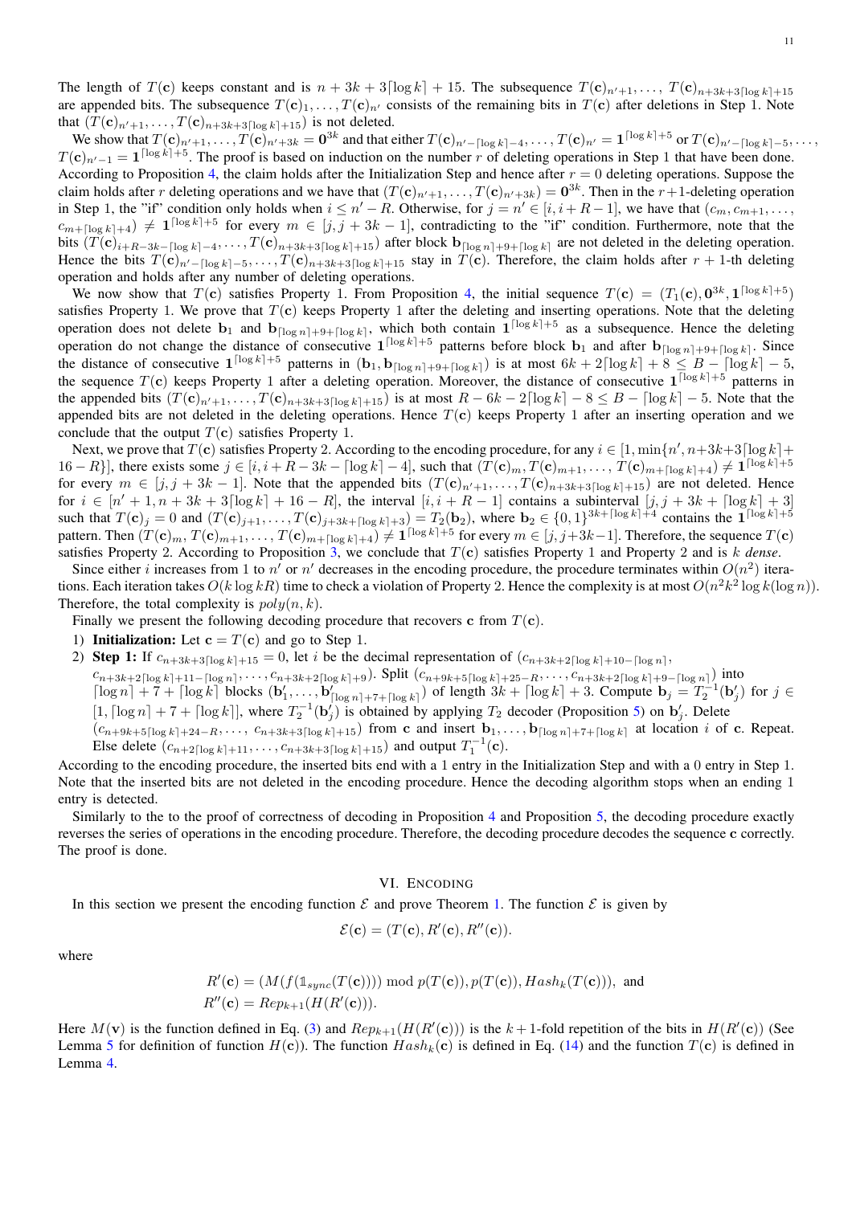The length of $T(\mathbf{c})$ keeps constant and is $n+3k+3\lceil\log k\rceil+15$. The subsequence $T(\mathbf{c})_{n'+1},\ldots,T(\mathbf{c})_{n+3k+3\lceil\log k\rceil+15}$ are appended bits. The subsequence $T(\mathbf{c})_1,\ldots,T(\mathbf{c})_{n'}$ consists of the remaining bits in $T(\mathbf{c})$ after deletions in Step 1. Note that $(T(\mathbf{c})_{n'+1},\ldots,T(\mathbf{c})_{n+3k+3\lceil\log k\rceil+15})$ is not deleted.

We show that $T(\mathbf{c})_{n'+1},\ldots,T(\mathbf{c})_{n'+3k}=\mathbf{0}^{3k}$ and that either $T(\mathbf{c})_{n'-\lceil\log k\rceil-4},\ldots,T(\mathbf{c})_{n'}=\mathbf{1}^{\lceil\log k\rceil+5}$ or $T(\mathbf{c})_{n'-\lceil\log k\rceil-5},\ldots,T(\mathbf{c})_{n'-1}=\mathbf{1}^{\lceil\log k\rceil+5}$. The proof is based on induction on the number $r$ of deleting operations in Step 1 that have been done. According to Proposition 4, the claim holds after the Initialization Step and hence after $r=0$ deleting operations. Suppose the claim holds after $r$ deleting operations and we have that $(T(\mathbf{c})_{n'+1},\ldots,T(\mathbf{c})_{n'+3k})=\mathbf{0}^{3k}$. Then in the $r+1$-deleting operation in Step 1, the "if" condition only holds when $i\leq n'-R$. Otherwise, for $j=n'\in[i,i+R-1]$, we have that $(c_m,c_{m+1},\ldots,c_{m+\lceil\log k\rceil+4})\neq\mathbf{1}^{\lceil\log k\rceil+5}$ for every $m\in[j,j+3k-1]$, contradicting to the "if" condition. Furthermore, note that the bits $(T(\mathbf{c})_{i+R-3k-\lceil\log k\rceil-4},\ldots,T(\mathbf{c})_{n+3k+3\lceil\log k\rceil+15})$ after block $\mathbf{b}_{\lceil\log n\rceil+9+\lceil\log k\rceil}$ are not deleted in the deleting operation. Hence the bits $T(\mathbf{c})_{n'-\lceil\log k\rceil-5},\ldots,T(\mathbf{c})_{n+3k+3\lceil\log k\rceil+15}$ stay in $T(\mathbf{c})$. Therefore, the claim holds after $r+1$-th deleting operation and holds after any number of deleting operations.

We now show that $T(\mathbf{c})$ satisfies Property 1. From Proposition 4, the initial sequence $T(\mathbf{c})=(T_1(\mathbf{c}),\mathbf{0}^{3k},\mathbf{1}^{\lceil\log k\rceil+5})$ satisfies Property 1. We prove that $T(\mathbf{c})$ keeps Property 1 after the deleting and inserting operations. Note that the deleting operation does not delete $\mathbf{b}_1$ and $\mathbf{b}_{\lceil\log n\rceil+9+\lceil\log k\rceil}$, which both contain $\mathbf{1}^{\lceil\log k\rceil+5}$ as a subsequence. Hence the deleting operation do not change the distance of consecutive $\mathbf{1}^{\lceil\log k\rceil+5}$ patterns before block $\mathbf{b}_1$ and after $\mathbf{b}_{\lceil\log n\rceil+9+\lceil\log k\rceil}$. Since the distance of consecutive $\mathbf{1}^{\lceil\log k\rceil+5}$ patterns in $(\mathbf{b}_1,\mathbf{b}_{\lceil\log n\rceil+9+\lceil\log k\rceil})$ is at most $6k+2\lceil\log k\rceil+8\leq B-\lceil\log k\rceil-5$, the sequence $T(\mathbf{c})$ keeps Property 1 after a deleting operation. Moreover, the distance of consecutive $\mathbf{1}^{\lceil\log k\rceil+5}$ patterns in the appended bits $(T(\mathbf{c})_{n'+1},\ldots,T(\mathbf{c})_{n+3k+3\lceil\log k\rceil+15})$ is at most $R-6k-2\lceil\log k\rceil-8\leq B-\lceil\log k\rceil-5$. Note that the appended bits are not deleted in the deleting operations. Hence $T(\mathbf{c})$ keeps Property 1 after an inserting operation and we conclude that the output $T(\mathbf{c})$ satisfies Property 1.

Next, we prove that $T(\mathbf{c})$ satisfies Property 2. According to the encoding procedure, for any $i\in[1,\min\{n',n+3k+3\lceil\log k\rceil+16-R\}]$, there exists some $j\in[i,i+R-3k-\lceil\log k\rceil-4]$, such that $(T(\mathbf{c})_m,T(\mathbf{c})_{m+1},\ldots,T(\mathbf{c})_{m+\lceil\log k\rceil+4})\neq\mathbf{1}^{\lceil\log k\rceil+5}$ for every $m\in[j,j+3k-1]$. Note that the appended bits $(T(\mathbf{c})_{n'+1},\ldots,T(\mathbf{c})_{n+3k+3\lceil\log k\rceil+15})$ are not deleted. Hence for $i\in[n'+1,n+3k+3\lceil\log k\rceil+16-R]$, the interval $[i,i+R-1]$ contains a subinterval $[j,j+3k+\lceil\log k\rceil+3]$ such that $T(\mathbf{c})_j=0$ and $(T(\mathbf{c})_{j+1},\ldots,T(\mathbf{c})_{j+3k+\lceil\log k\rceil+3})=T_2(\mathbf{b}_2)$, where $\mathbf{b}_2\in\{0,1\}^{3k+\lceil\log k\rceil+4}$ contains the $\mathbf{1}^{\lceil\log k\rceil+5}$ pattern. Then $(T(\mathbf{c})_m,T(\mathbf{c})_{m+1},\ldots,T(\mathbf{c})_{m+\lceil\log k\rceil+4})\neq\mathbf{1}^{\lceil\log k\rceil+5}$ for every $m\in[j,j+3k-1]$. Therefore, the sequence $T(\mathbf{c})$ satisfies Property 2. According to Proposition 3, we conclude that $T(\mathbf{c})$ satisfies Property 1 and Property 2 and is $k$ *dense*.

Since either $i$ increases from 1 to $n'$ or $n'$ decreases in the encoding procedure, the procedure terminates within $O(n^2)$ iterations. Each iteration takes $O(k\log kR)$ time to check a violation of Property 2. Hence the complexity is at most $O(n^2k^2\log k(\log n))$. Therefore, the total complexity is $poly(n,k)$.

Finally we present the following decoding procedure that recovers $\mathbf{c}$ from $T(\mathbf{c})$.

1) **Initialization:** Let $\mathbf{c}=T(\mathbf{c})$ and go to Step 1.
2) **Step 1:** If $c_{n+3k+3\lceil\log k\rceil+15}=0$, let $i$ be the decimal representation of $(c_{n+3k+2\lceil\log k\rceil+10-\lceil\log n\rceil},$ $c_{n+3k+2\lceil\log k\rceil+11-\lceil\log n\rceil},\ldots,c_{n+3k+2\lceil\log k\rceil+9})$. Split $(c_{n+9k+5\lceil\log k\rceil+25-R},\ldots,c_{n+3k+2\lceil\log k\rceil+9-\lceil\log n\rceil})$ into $\lceil\log n\rceil+7+\lceil\log k\rceil$ blocks $(\mathbf{b}'_1,\ldots,\mathbf{b}'_{\lceil\log n\rceil+7+\lceil\log k\rceil})$ of length $3k+\lceil\log k\rceil+3$. Compute $\mathbf{b}_j=T_2^{-1}(\mathbf{b}'_j)$ for $j\in[1,\lceil\log n\rceil+7+\lceil\log k\rceil]$, where $T_2^{-1}(\mathbf{b}'_j)$ is obtained by applying $T_2$ decoder (Proposition 5) on $\mathbf{b}'_j$. Delete $(c_{n+9k+5\lceil\log k\rceil+24-R},\ldots,c_{n+3k+3\lceil\log k\rceil+15})$ from $\mathbf{c}$ and insert $\mathbf{b}_1,\ldots,\mathbf{b}_{\lceil\log n\rceil+7+\lceil\log k\rceil}$ at location $i$ of $\mathbf{c}$. Repeat. Else delete $(c_{n+2\lceil\log k\rceil+11},\ldots,c_{n+3k+3\lceil\log k\rceil+15})$ and output $T_1^{-1}(\mathbf{c})$.

According to the encoding procedure, the inserted bits end with a 1 entry in the Initialization Step and with a 0 entry in Step 1. Note that the inserted bits are not deleted in the encoding procedure. Hence the decoding algorithm stops when an ending 1 entry is detected.

Similarly to the to the proof of correctness of decoding in Proposition 4 and Proposition 5, the decoding procedure exactly reverses the series of operations in the encoding procedure. Therefore, the decoding procedure decodes the sequence $\mathbf{c}$ correctly. The proof is done.

## VI. Encoding

In this section we present the encoding function $\mathcal{E}$ and prove Theorem 1. The function $\mathcal{E}$ is given by

$$\mathcal{E}(\mathbf{c})=(T(\mathbf{c}),R'(\mathbf{c}),R''(\mathbf{c})).$$

where

$$R'(\mathbf{c})=(M(f(\mathbb{1}_{sync}(T(\mathbf{c}))))\bmod p(T(\mathbf{c})),p(T(\mathbf{c})),Hash_k(T(\mathbf{c}))),\text{ and}$$
$$R''(\mathbf{c})=Rep_{k+1}(H(R'(\mathbf{c}))).$$

Here $M(\mathbf{v})$ is the function defined in Eq. (3) and $Rep_{k+1}(H(R'(\mathbf{c})))$ is the $k+1$-fold repetition of the bits in $H(R'(\mathbf{c}))$ (See Lemma 5 for definition of function $H(\mathbf{c})$). The function $Hash_k(\mathbf{c})$ is defined in Eq. (14) and the function $T(\mathbf{c})$ is defined in Lemma 4.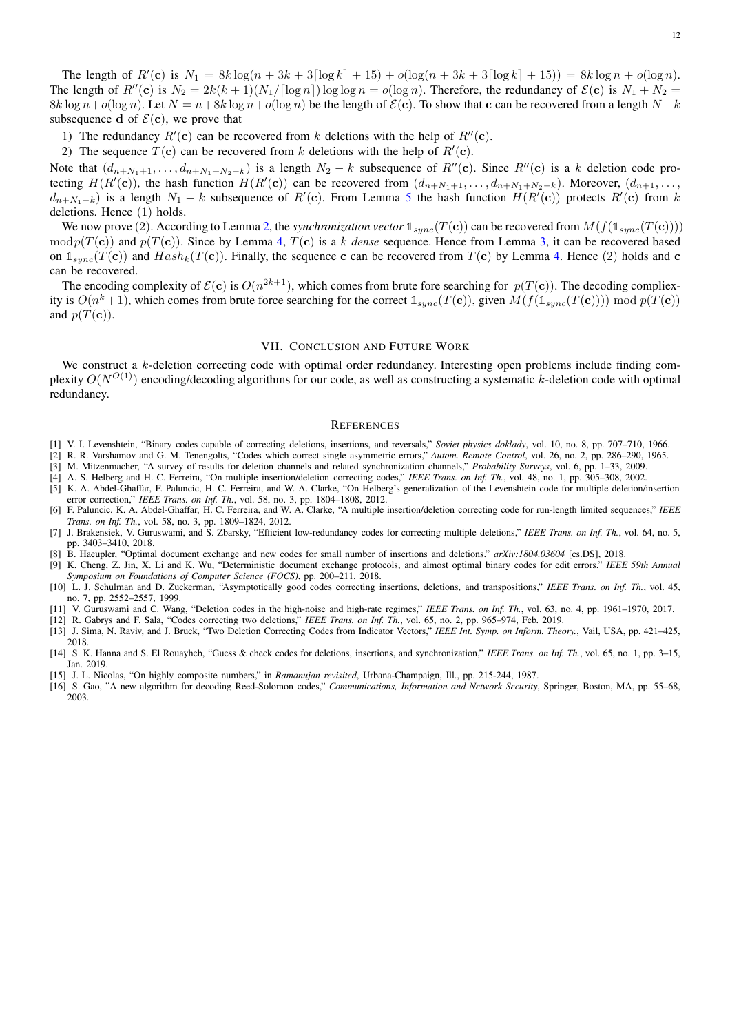The length of $R'(\mathbf{c})$ is $N_1 = 8k\log(n+3k+3\lceil\log k\rceil+15)+o(\log(n+3k+3\lceil\log k\rceil+15)) = 8k\log n + o(\log n)$. The length of $R''(\mathbf{c})$ is $N_2 = 2k(k+1)(N_1/\lceil\log n\rceil)\log\log n = o(\log n)$. Therefore, the redundancy of $\mathcal{E}(\mathbf{c})$ is $N_1+N_2 = 8k\log n + o(\log n)$. Let $N = n+8k\log n+o(\log n)$ be the length of $\mathcal{E}(\mathbf{c})$. To show that $\mathbf{c}$ can be recovered from a length $N-k$ subsequence $\mathbf{d}$ of $\mathcal{E}(\mathbf{c})$, we prove that

1) The redundancy $R'(\mathbf{c})$ can be recovered from $k$ deletions with the help of $R''(\mathbf{c})$.
2) The sequence $T(\mathbf{c})$ can be recovered from $k$ deletions with the help of $R'(\mathbf{c})$.

Note that $(d_{n+N_1+1},\ldots,d_{n+N_1+N_2-k})$ is a length $N_2-k$ subsequence of $R''(\mathbf{c})$. Since $R''(\mathbf{c})$ is a $k$ deletion code protecting $H(R'(\mathbf{c}))$, the hash function $H(R'(\mathbf{c}))$ can be recovered from $(d_{n+N_1+1},\ldots,d_{n+N_1+N_2-k})$. Moreover, $(d_{n+1},\ldots,d_{n+N_1-k})$ is a length $N_1-k$ subsequence of $R'(\mathbf{c})$. From Lemma 5 the hash function $H(R'(\mathbf{c}))$ protects $R'(\mathbf{c})$ from $k$ deletions. Hence (1) holds.

We now prove (2). According to Lemma 2, the *synchronization vector* $\mathbb{1}_{sync}(T(\mathbf{c}))$ can be recovered from $M(f(\mathbb{1}_{sync}(T(\mathbf{c}))))$ $\bmod p(T(\mathbf{c}))$ and $p(T(\mathbf{c}))$. Since by Lemma 4, $T(\mathbf{c})$ is a $k$ *dense* sequence. Hence from Lemma 3, it can be recovered based on $\mathbb{1}_{sync}(T(\mathbf{c}))$ and $Hash_k(T(\mathbf{c}))$. Finally, the sequence $\mathbf{c}$ can be recovered from $T(\mathbf{c})$ by Lemma 4. Hence (2) holds and $\mathbf{c}$ can be recovered.

The encoding complexity of $\mathcal{E}(\mathbf{c})$ is $O(n^{2k+1})$, which comes from brute fore searching for $p(T(\mathbf{c}))$. The decoding compliexity is $O(n^k+1)$, which comes from brute force searching for the correct $\mathbb{1}_{sync}(T(\mathbf{c}))$, given $M(f(\mathbb{1}_{sync}(T(\mathbf{c})))) \bmod p(T(\mathbf{c}))$ and $p(T(\mathbf{c}))$.

## VII. Conclusion and Future Work

We construct a $k$-deletion correcting code with optimal order redundancy. Interesting open problems include finding complexity $O(N^{O(1)})$ encoding/decoding algorithms for our code, as well as constructing a systematic $k$-deletion code with optimal redundancy.

## References

[1] V. I. Levenshtein, "Binary codes capable of correcting deletions, insertions, and reversals," *Soviet physics doklady*, vol. 10, no. 8, pp. 707–710, 1966.

[2] R. R. Varshamov and G. M. Tenengolts, "Codes which correct single asymmetric errors," *Autom. Remote Control*, vol. 26, no. 2, pp. 286–290, 1965.

[3] M. Mitzenmacher, "A survey of results for deletion channels and related synchronization channels," *Probability Surveys*, vol. 6, pp. 1–33, 2009.

[4] A. S. Helberg and H. C. Ferreira, "On multiple insertion/deletion correcting codes," *IEEE Trans. on Inf. Th.*, vol. 48, no. 1, pp. 305–308, 2002.

[5] K. A. Abdel-Ghaffar, F. Paluncic, H. C. Ferreira, and W. A. Clarke, "On Helberg's generalization of the Levenshtein code for multiple deletion/insertion error correction," *IEEE Trans. on Inf. Th.*, vol. 58, no. 3, pp. 1804–1808, 2012.

[6] F. Paluncic, K. A. Abdel-Ghaffar, H. C. Ferreira, and W. A. Clarke, "A multiple insertion/deletion correcting code for run-length limited sequences," *IEEE Trans. on Inf. Th.*, vol. 58, no. 3, pp. 1809–1824, 2012.

[7] J. Brakensiek, V. Guruswami, and S. Zbarsky, "Efficient low-redundancy codes for correcting multiple deletions," *IEEE Trans. on Inf. Th.*, vol. 64, no. 5, pp. 3403–3410, 2018.

[8] B. Haeupler, "Optimal document exchange and new codes for small number of insertions and deletions." *arXiv:1804.03604* [cs.DS], 2018.

[9] K. Cheng, Z. Jin, X. Li and K. Wu, "Deterministic document exchange protocols, and almost optimal binary codes for edit errors," *IEEE 59th Annual Symposium on Foundations of Computer Science (FOCS)*, pp. 200–211, 2018.

[10] L. J. Schulman and D. Zuckerman, "Asymptotically good codes correcting insertions, deletions, and transpositions," *IEEE Trans. on Inf. Th.*, vol. 45, no. 7, pp. 2552–2557, 1999.

[11] V. Guruswami and C. Wang, "Deletion codes in the high-noise and high-rate regimes," *IEEE Trans. on Inf. Th.*, vol. 63, no. 4, pp. 1961–1970, 2017.

[12] R. Gabrys and F. Sala, "Codes correcting two deletions," *IEEE Trans. on Inf. Th.*, vol. 65, no. 2, pp. 965–974, Feb. 2019.

[13] J. Sima, N. Raviv, and J. Bruck, "Two Deletion Correcting Codes from Indicator Vectors," *IEEE Int. Symp. on Inform. Theory.*, Vail, USA, pp. 421–425, 2018.

[14] S. K. Hanna and S. El Rouayheb, "Guess & check codes for deletions, insertions, and synchronization," *IEEE Trans. on Inf. Th.*, vol. 65, no. 1, pp. 3–15, Jan. 2019.

[15] J. L. Nicolas, "On highly composite numbers," in *Ramanujan revisited*, Urbana-Champaign, Ill., pp. 215-244, 1987.

[16] S. Gao, "A new algorithm for decoding Reed-Solomon codes," *Communications, Information and Network Security*, Springer, Boston, MA, pp. 55–68, 2003.